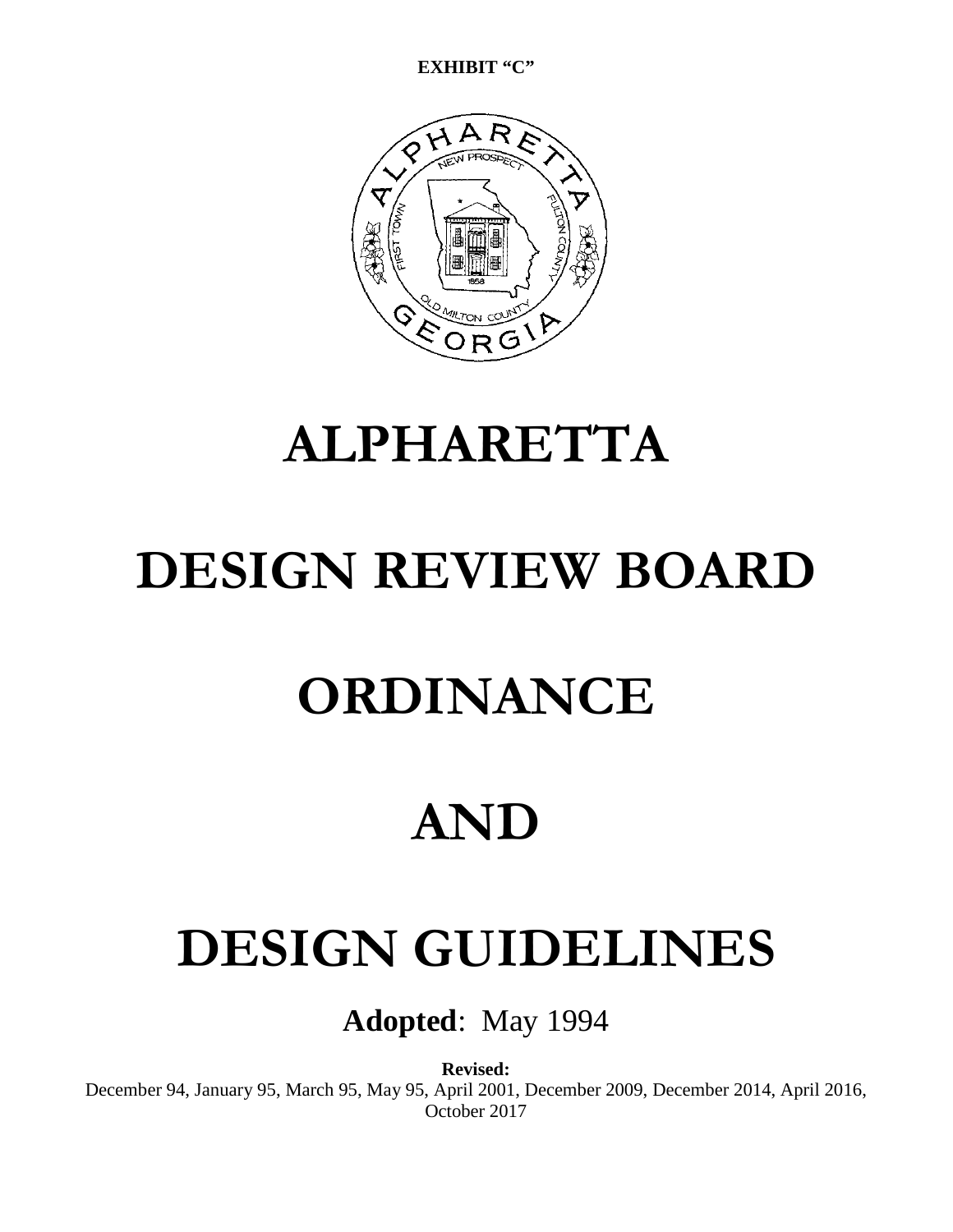**EXHIBIT “C”**

# ALPHARETTA

# DESIGN REVIEW BOARD

# ORDINANCE

# AND

# DESIGN GUIDELINES

**Adopted**: May 1994

**Revised:**
December 94, January 95, March 95, May 95, April 2001, December 2009, December 2014, April 2016, October 2017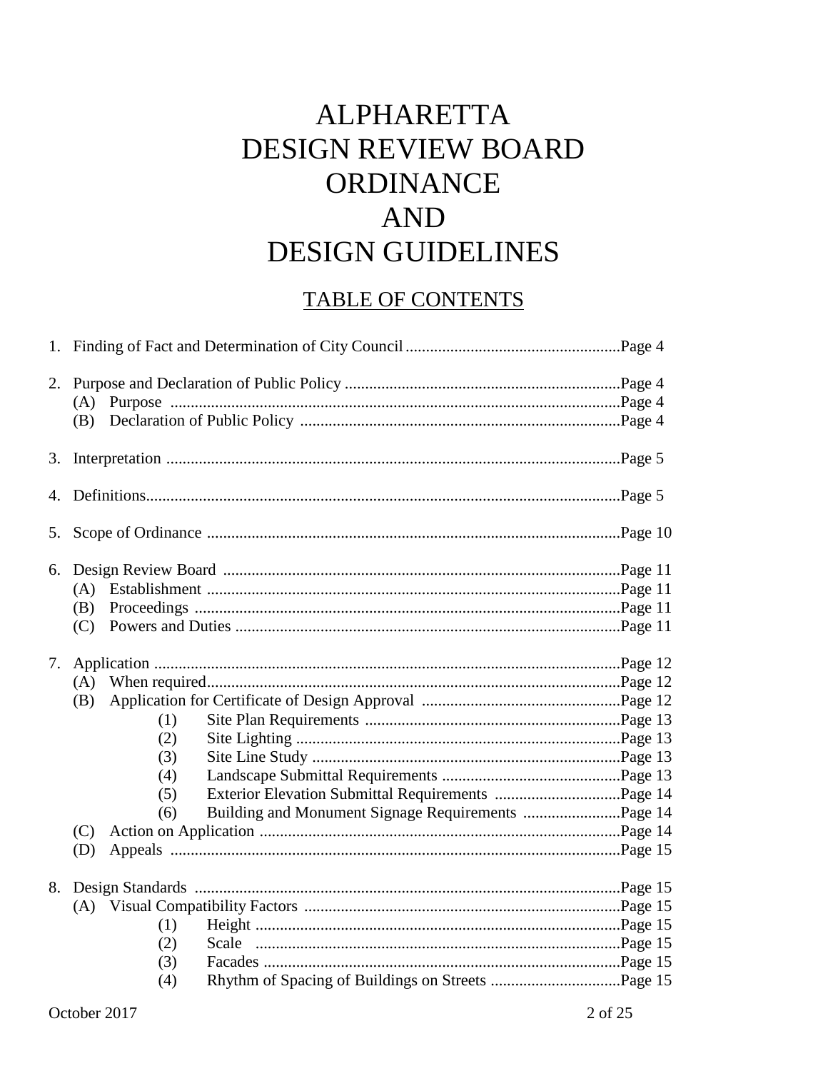# ALPHARETTA DESIGN REVIEW BOARD ORDINANCE AND DESIGN GUIDELINES

## TABLE OF CONTENTS

1. Finding of Fact and Determination of City Council ..................................................... Page 4

2. Purpose and Declaration of Public Policy .................................................................... Page 4
   - (A) Purpose ............................................................................................................ Page 4
   - (B) Declaration of Public Policy ............................................................................. Page 4

3. Interpretation ............................................................................................................... Page 5

4. Definitions.................................................................................................................... Page 5

5. Scope of Ordinance ..................................................................................................... Page 10

6. Design Review Board ................................................................................................. Page 11
   - (A) Establishment ................................................................................................... Page 11
   - (B) Proceedings ...................................................................................................... Page 11
   - (C) Powers and Duties ............................................................................................ Page 11

7. Application .................................................................................................................. Page 12
   - (A) When required.................................................................................................... Page 12
   - (B) Application for Certificate of Design Approval ................................................ Page 12
     - (1) Site Plan Requirements .............................................................. Page 13
     - (2) Site Lighting ............................................................................... Page 13
     - (3) Site Line Study ........................................................................... Page 13
     - (4) Landscape Submittal Requirements ............................................ Page 13
     - (5) Exterior Elevation Submittal Requirements ............................... Page 14
     - (6) Building and Monument Signage Requirements ........................ Page 14
   - (C) Action on Application ....................................................................................... Page 14
   - (D) Appeals ............................................................................................................. Page 15

8. Design Standards ........................................................................................................ Page 15
   - (A) Visual Compatibility Factors ............................................................................. Page 15
     - (1) Height ......................................................................................... Page 15
     - (2) Scale ........................................................................................... Page 15
     - (3) Facades ....................................................................................... Page 15
     - (4) Rhythm of Spacing of Buildings on Streets ............................... Page 15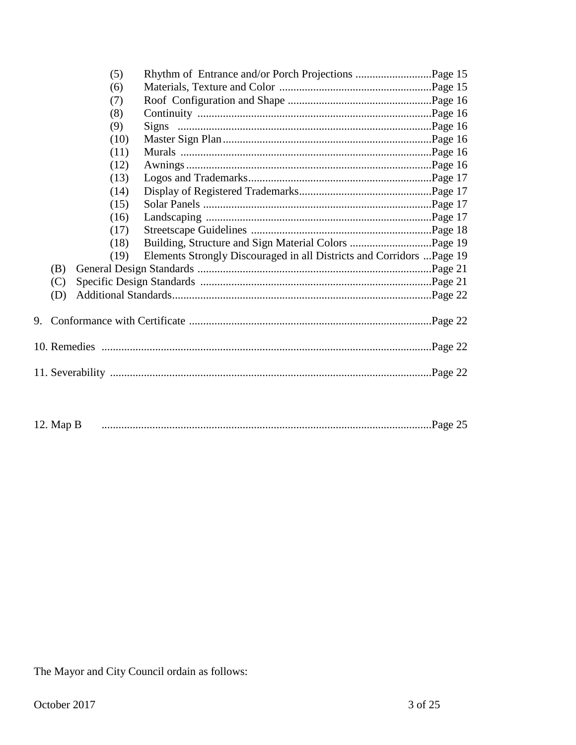(5) Rhythm of Entrance and/or Porch Projections ...........................Page 15
(6) Materials, Texture and Color ......................................................Page 15
(7) Roof Configuration and Shape ...................................................Page 16
(8) Continuity ..................................................................................Page 16
(9) Signs .........................................................................................Page 16
(10) Master Sign Plan.........................................................................Page 16
(11) Murals ........................................................................................Page 16
(12) Awnings......................................................................................Page 16
(13) Logos and Trademarks.................................................................Page 17
(14) Display of Registered Trademarks...............................................Page 17
(15) Solar Panels ................................................................................Page 17
(16) Landscaping ...............................................................................Page 17
(17) Streetscape Guidelines ...............................................................Page 18
(18) Building, Structure and Sign Material Colors .............................Page 19
(19) Elements Strongly Discouraged in all Districts and Corridors ...Page 19

(B) General Design Standards ..................................................................................Page 21
(C) Specific Design Standards .................................................................................Page 21
(D) Additional Standards..........................................................................................Page 22

9. Conformance with Certificate .....................................................................................Page 22

10. Remedies ....................................................................................................................Page 22

11. Severability .................................................................................................................Page 22

12. Map B ....................................................................................................................Page 25

The Mayor and City Council ordain as follows:

October 2017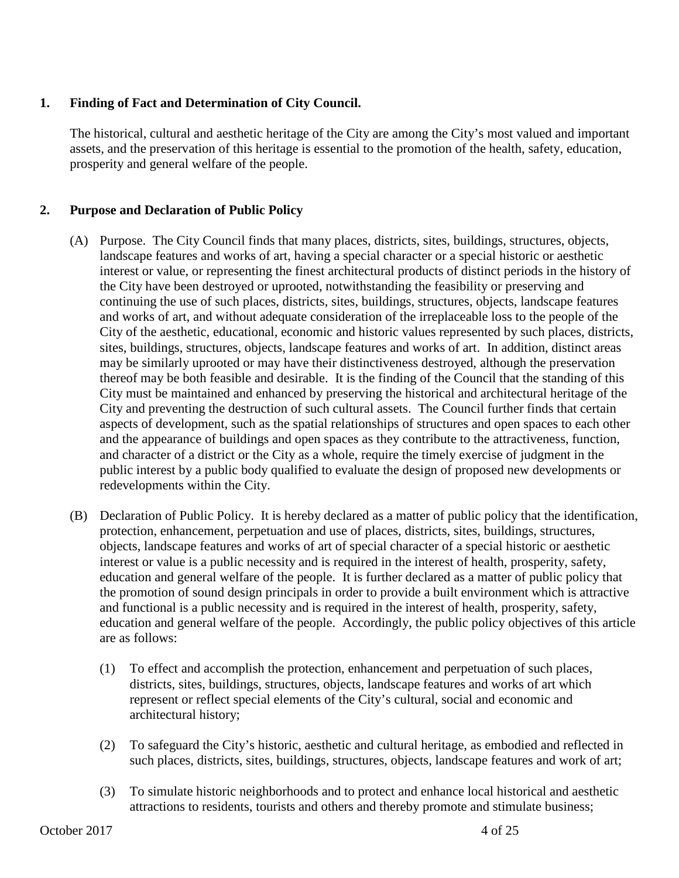## 1. Finding of Fact and Determination of City Council.

The historical, cultural and aesthetic heritage of the City are among the City's most valued and important assets, and the preservation of this heritage is essential to the promotion of the health, safety, education, prosperity and general welfare of the people.

## 2. Purpose and Declaration of Public Policy

(A) Purpose. The City Council finds that many places, districts, sites, buildings, structures, objects, landscape features and works of art, having a special character or a special historic or aesthetic interest or value, or representing the finest architectural products of distinct periods in the history of the City have been destroyed or uprooted, notwithstanding the feasibility or preserving and continuing the use of such places, districts, sites, buildings, structures, objects, landscape features and works of art, and without adequate consideration of the irreplaceable loss to the people of the City of the aesthetic, educational, economic and historic values represented by such places, districts, sites, buildings, structures, objects, landscape features and works of art. In addition, distinct areas may be similarly uprooted or may have their distinctiveness destroyed, although the preservation thereof may be both feasible and desirable. It is the finding of the Council that the standing of this City must be maintained and enhanced by preserving the historical and architectural heritage of the City and preventing the destruction of such cultural assets. The Council further finds that certain aspects of development, such as the spatial relationships of structures and open spaces to each other and the appearance of buildings and open spaces as they contribute to the attractiveness, function, and character of a district or the City as a whole, require the timely exercise of judgment in the public interest by a public body qualified to evaluate the design of proposed new developments or redevelopments within the City.

(B) Declaration of Public Policy. It is hereby declared as a matter of public policy that the identification, protection, enhancement, perpetuation and use of places, districts, sites, buildings, structures, objects, landscape features and works of art of special character of a special historic or aesthetic interest or value is a public necessity and is required in the interest of health, prosperity, safety, education and general welfare of the people. It is further declared as a matter of public policy that the promotion of sound design principals in order to provide a built environment which is attractive and functional is a public necessity and is required in the interest of health, prosperity, safety, education and general welfare of the people. Accordingly, the public policy objectives of this article are as follows:

(1) To effect and accomplish the protection, enhancement and perpetuation of such places, districts, sites, buildings, structures, objects, landscape features and works of art which represent or reflect special elements of the City's cultural, social and economic and architectural history;

(2) To safeguard the City's historic, aesthetic and cultural heritage, as embodied and reflected in such places, districts, sites, buildings, structures, objects, landscape features and work of art;

(3) To simulate historic neighborhoods and to protect and enhance local historical and aesthetic attractions to residents, tourists and others and thereby promote and stimulate business;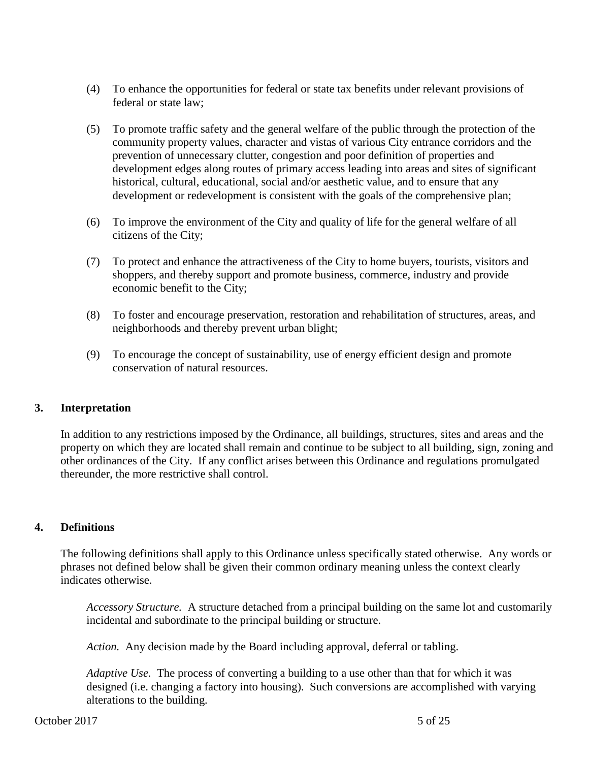(4) To enhance the opportunities for federal or state tax benefits under relevant provisions of federal or state law;

(5) To promote traffic safety and the general welfare of the public through the protection of the community property values, character and vistas of various City entrance corridors and the prevention of unnecessary clutter, congestion and poor definition of properties and development edges along routes of primary access leading into areas and sites of significant historical, cultural, educational, social and/or aesthetic value, and to ensure that any development or redevelopment is consistent with the goals of the comprehensive plan;

(6) To improve the environment of the City and quality of life for the general welfare of all citizens of the City;

(7) To protect and enhance the attractiveness of the City to home buyers, tourists, visitors and shoppers, and thereby support and promote business, commerce, industry and provide economic benefit to the City;

(8) To foster and encourage preservation, restoration and rehabilitation of structures, areas, and neighborhoods and thereby prevent urban blight;

(9) To encourage the concept of sustainability, use of energy efficient design and promote conservation of natural resources.

## 3. Interpretation

In addition to any restrictions imposed by the Ordinance, all buildings, structures, sites and areas and the property on which they are located shall remain and continue to be subject to all building, sign, zoning and other ordinances of the City. If any conflict arises between this Ordinance and regulations promulgated thereunder, the more restrictive shall control.

## 4. Definitions

The following definitions shall apply to this Ordinance unless specifically stated otherwise. Any words or phrases not defined below shall be given their common ordinary meaning unless the context clearly indicates otherwise.

*Accessory Structure.* A structure detached from a principal building on the same lot and customarily incidental and subordinate to the principal building or structure.

*Action.* Any decision made by the Board including approval, deferral or tabling.

*Adaptive Use.* The process of converting a building to a use other than that for which it was designed (i.e. changing a factory into housing). Such conversions are accomplished with varying alterations to the building.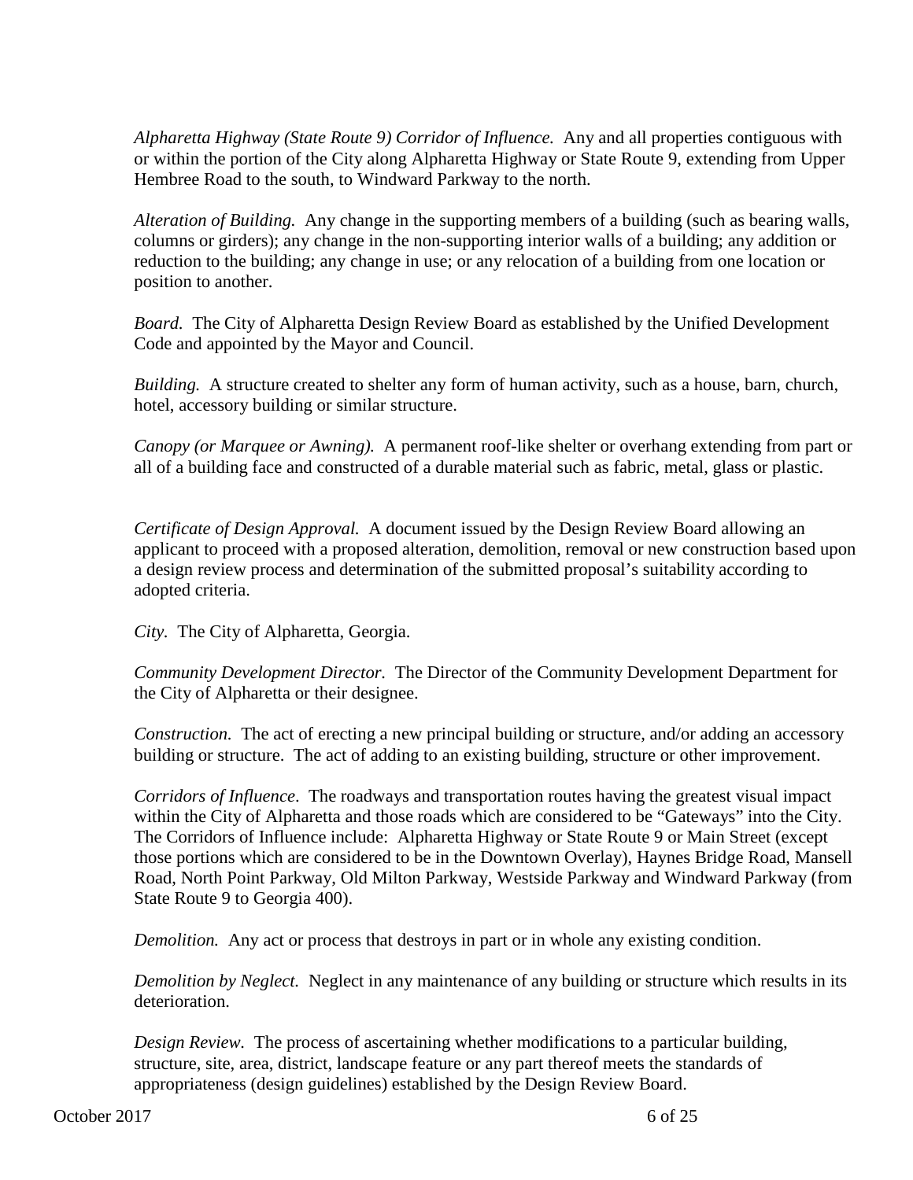*Alpharetta Highway (State Route 9) Corridor of Influence.* Any and all properties contiguous with or within the portion of the City along Alpharetta Highway or State Route 9, extending from Upper Hembree Road to the south, to Windward Parkway to the north.

*Alteration of Building.* Any change in the supporting members of a building (such as bearing walls, columns or girders); any change in the non-supporting interior walls of a building; any addition or reduction to the building; any change in use; or any relocation of a building from one location or position to another.

*Board.* The City of Alpharetta Design Review Board as established by the Unified Development Code and appointed by the Mayor and Council.

*Building.* A structure created to shelter any form of human activity, such as a house, barn, church, hotel, accessory building or similar structure.

*Canopy (or Marquee or Awning).* A permanent roof-like shelter or overhang extending from part or all of a building face and constructed of a durable material such as fabric, metal, glass or plastic.

*Certificate of Design Approval.* A document issued by the Design Review Board allowing an applicant to proceed with a proposed alteration, demolition, removal or new construction based upon a design review process and determination of the submitted proposal's suitability according to adopted criteria.

*City.* The City of Alpharetta, Georgia.

*Community Development Director.* The Director of the Community Development Department for the City of Alpharetta or their designee.

*Construction.* The act of erecting a new principal building or structure, and/or adding an accessory building or structure. The act of adding to an existing building, structure or other improvement.

*Corridors of Influence*. The roadways and transportation routes having the greatest visual impact within the City of Alpharetta and those roads which are considered to be "Gateways" into the City. The Corridors of Influence include: Alpharetta Highway or State Route 9 or Main Street (except those portions which are considered to be in the Downtown Overlay), Haynes Bridge Road, Mansell Road, North Point Parkway, Old Milton Parkway, Westside Parkway and Windward Parkway (from State Route 9 to Georgia 400).

*Demolition.* Any act or process that destroys in part or in whole any existing condition.

*Demolition by Neglect.* Neglect in any maintenance of any building or structure which results in its deterioration.

*Design Review.* The process of ascertaining whether modifications to a particular building, structure, site, area, district, landscape feature or any part thereof meets the standards of appropriateness (design guidelines) established by the Design Review Board.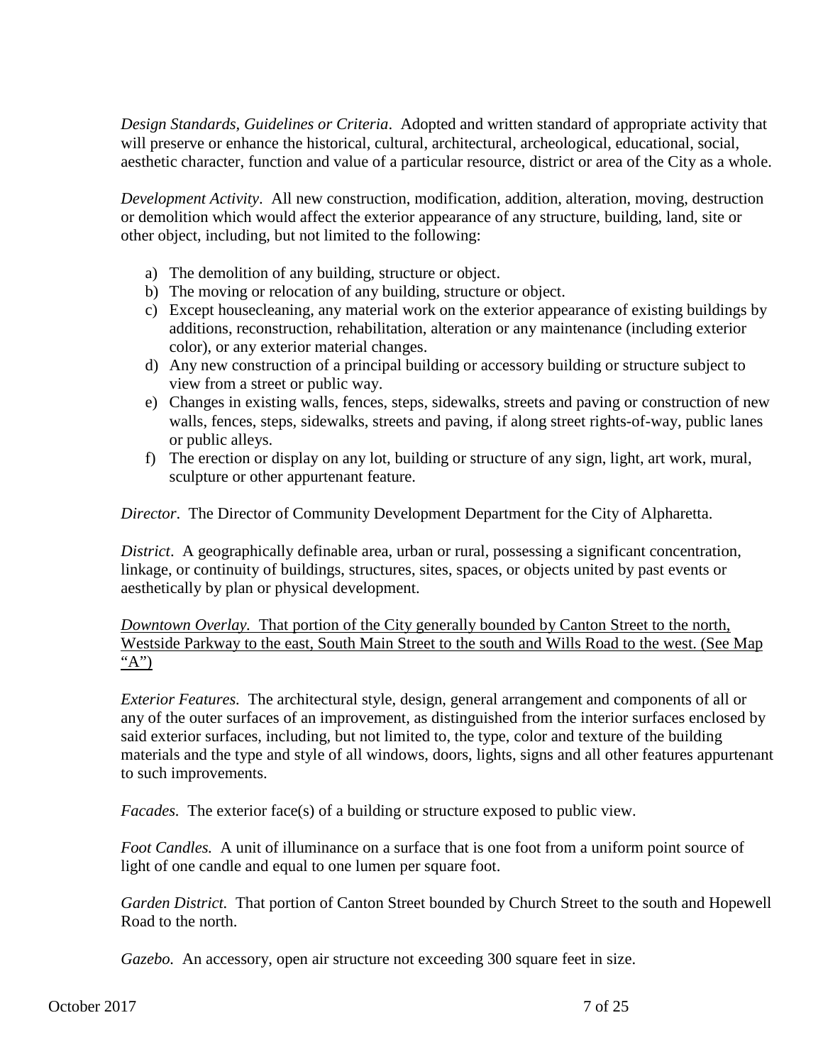*Design Standards, Guidelines or Criteria*. Adopted and written standard of appropriate activity that will preserve or enhance the historical, cultural, architectural, archeological, educational, social, aesthetic character, function and value of a particular resource, district or area of the City as a whole.

*Development Activity*. All new construction, modification, addition, alteration, moving, destruction or demolition which would affect the exterior appearance of any structure, building, land, site or other object, including, but not limited to the following:

a) The demolition of any building, structure or object.
b) The moving or relocation of any building, structure or object.
c) Except housecleaning, any material work on the exterior appearance of existing buildings by additions, reconstruction, rehabilitation, alteration or any maintenance (including exterior color), or any exterior material changes.
d) Any new construction of a principal building or accessory building or structure subject to view from a street or public way.
e) Changes in existing walls, fences, steps, sidewalks, streets and paving or construction of new walls, fences, steps, sidewalks, streets and paving, if along street rights-of-way, public lanes or public alleys.
f) The erection or display on any lot, building or structure of any sign, light, art work, mural, sculpture or other appurtenant feature.

*Director*. The Director of Community Development Department for the City of Alpharetta.

*District*. A geographically definable area, urban or rural, possessing a significant concentration, linkage, or continuity of buildings, structures, sites, spaces, or objects united by past events or aesthetically by plan or physical development.

<u>*Downtown Overlay.* That portion of the City generally bounded by Canton Street to the north, Westside Parkway to the east, South Main Street to the south and Wills Road to the west. (See Map "A")</u>

*Exterior Features.* The architectural style, design, general arrangement and components of all or any of the outer surfaces of an improvement, as distinguished from the interior surfaces enclosed by said exterior surfaces, including, but not limited to, the type, color and texture of the building materials and the type and style of all windows, doors, lights, signs and all other features appurtenant to such improvements.

*Facades.* The exterior face(s) of a building or structure exposed to public view.

*Foot Candles.* A unit of illuminance on a surface that is one foot from a uniform point source of light of one candle and equal to one lumen per square foot.

*Garden District.* That portion of Canton Street bounded by Church Street to the south and Hopewell Road to the north.

*Gazebo.* An accessory, open air structure not exceeding 300 square feet in size.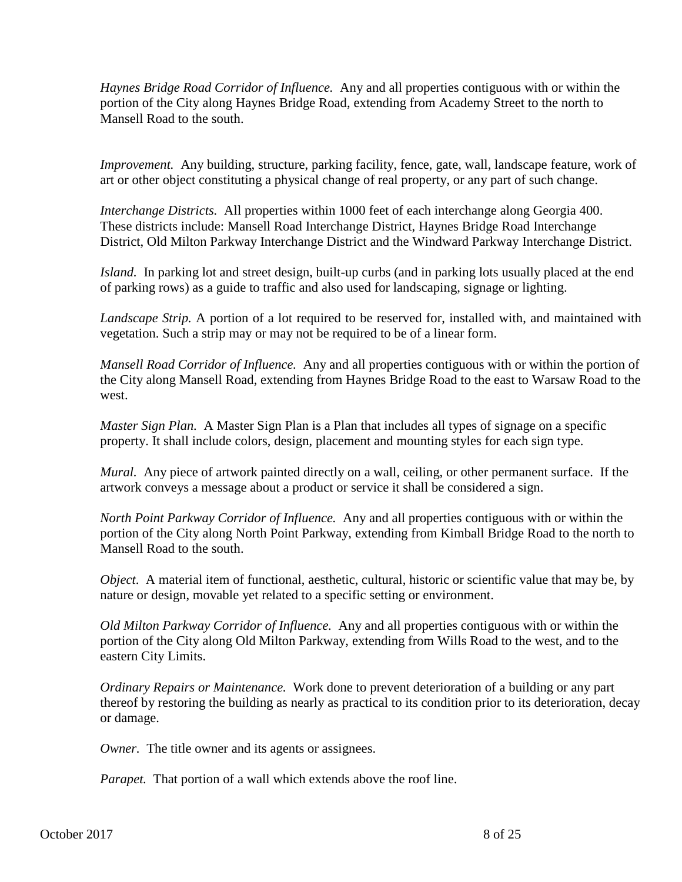*Haynes Bridge Road Corridor of Influence.* Any and all properties contiguous with or within the portion of the City along Haynes Bridge Road, extending from Academy Street to the north to Mansell Road to the south.

*Improvement.* Any building, structure, parking facility, fence, gate, wall, landscape feature, work of art or other object constituting a physical change of real property, or any part of such change.

*Interchange Districts.* All properties within 1000 feet of each interchange along Georgia 400. These districts include: Mansell Road Interchange District, Haynes Bridge Road Interchange District, Old Milton Parkway Interchange District and the Windward Parkway Interchange District.

*Island.* In parking lot and street design, built-up curbs (and in parking lots usually placed at the end of parking rows) as a guide to traffic and also used for landscaping, signage or lighting.

*Landscape Strip.* A portion of a lot required to be reserved for, installed with, and maintained with vegetation. Such a strip may or may not be required to be of a linear form.

*Mansell Road Corridor of Influence.* Any and all properties contiguous with or within the portion of the City along Mansell Road, extending from Haynes Bridge Road to the east to Warsaw Road to the west.

*Master Sign Plan.* A Master Sign Plan is a Plan that includes all types of signage on a specific property. It shall include colors, design, placement and mounting styles for each sign type.

*Mural.* Any piece of artwork painted directly on a wall, ceiling, or other permanent surface. If the artwork conveys a message about a product or service it shall be considered a sign.

*North Point Parkway Corridor of Influence.* Any and all properties contiguous with or within the portion of the City along North Point Parkway, extending from Kimball Bridge Road to the north to Mansell Road to the south.

*Object*. A material item of functional, aesthetic, cultural, historic or scientific value that may be, by nature or design, movable yet related to a specific setting or environment.

*Old Milton Parkway Corridor of Influence.* Any and all properties contiguous with or within the portion of the City along Old Milton Parkway, extending from Wills Road to the west, and to the eastern City Limits.

*Ordinary Repairs or Maintenance.* Work done to prevent deterioration of a building or any part thereof by restoring the building as nearly as practical to its condition prior to its deterioration, decay or damage.

*Owner.* The title owner and its agents or assignees.

*Parapet.* That portion of a wall which extends above the roof line.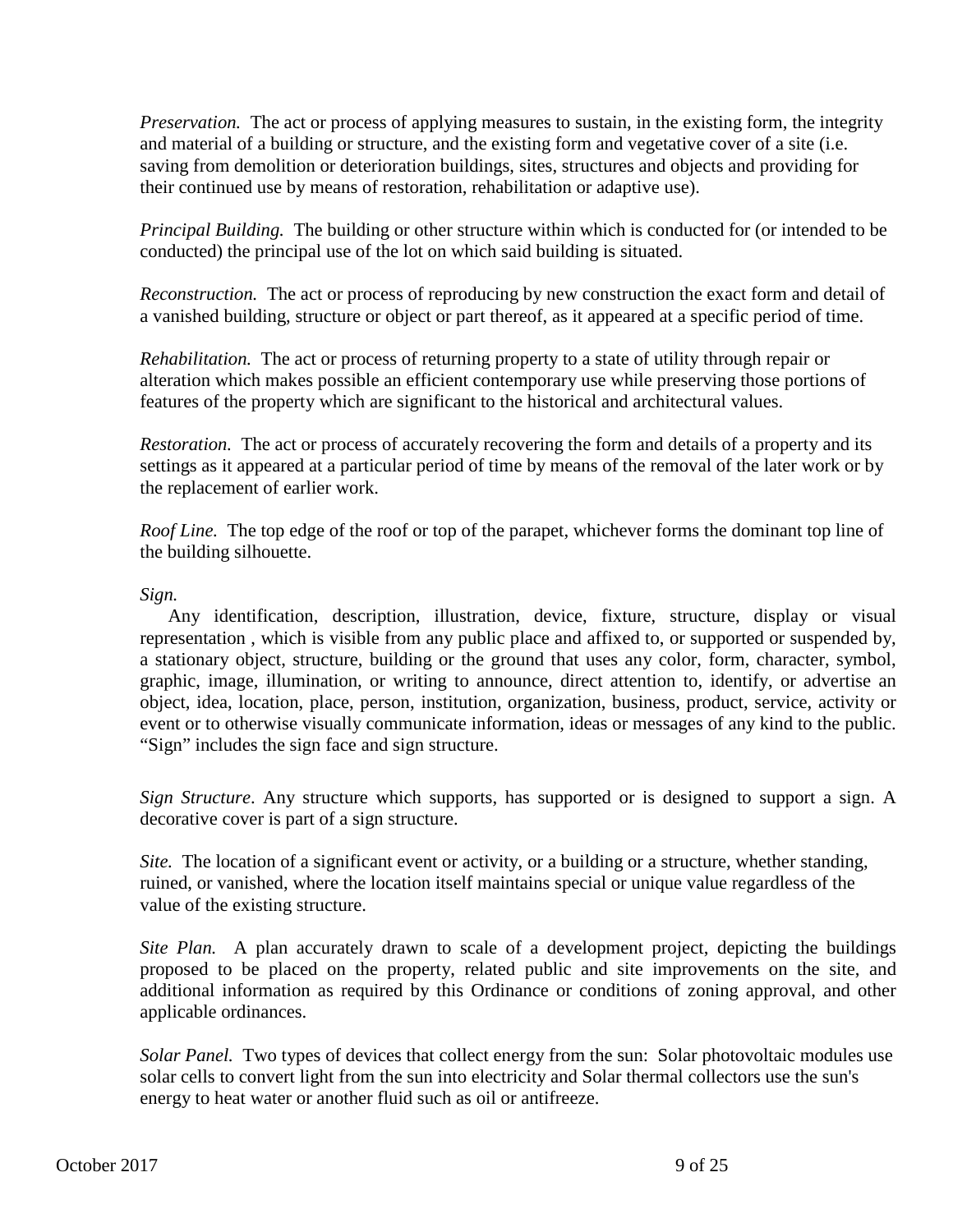*Preservation.* The act or process of applying measures to sustain, in the existing form, the integrity and material of a building or structure, and the existing form and vegetative cover of a site (i.e. saving from demolition or deterioration buildings, sites, structures and objects and providing for their continued use by means of restoration, rehabilitation or adaptive use).

*Principal Building.* The building or other structure within which is conducted for (or intended to be conducted) the principal use of the lot on which said building is situated.

*Reconstruction.* The act or process of reproducing by new construction the exact form and detail of a vanished building, structure or object or part thereof, as it appeared at a specific period of time.

*Rehabilitation.* The act or process of returning property to a state of utility through repair or alteration which makes possible an efficient contemporary use while preserving those portions of features of the property which are significant to the historical and architectural values.

*Restoration.* The act or process of accurately recovering the form and details of a property and its settings as it appeared at a particular period of time by means of the removal of the later work or by the replacement of earlier work.

*Roof Line.* The top edge of the roof or top of the parapet, whichever forms the dominant top line of the building silhouette.

*Sign.*

Any identification, description, illustration, device, fixture, structure, display or visual representation , which is visible from any public place and affixed to, or supported or suspended by, a stationary object, structure, building or the ground that uses any color, form, character, symbol, graphic, image, illumination, or writing to announce, direct attention to, identify, or advertise an object, idea, location, place, person, institution, organization, business, product, service, activity or event or to otherwise visually communicate information, ideas or messages of any kind to the public. "Sign" includes the sign face and sign structure.

*Sign Structure*. Any structure which supports, has supported or is designed to support a sign. A decorative cover is part of a sign structure.

*Site.* The location of a significant event or activity, or a building or a structure, whether standing, ruined, or vanished, where the location itself maintains special or unique value regardless of the value of the existing structure.

*Site Plan.* A plan accurately drawn to scale of a development project, depicting the buildings proposed to be placed on the property, related public and site improvements on the site, and additional information as required by this Ordinance or conditions of zoning approval, and other applicable ordinances.

*Solar Panel.* Two types of devices that collect energy from the sun: Solar photovoltaic modules use solar cells to convert light from the sun into electricity and Solar thermal collectors use the sun's energy to heat water or another fluid such as oil or antifreeze.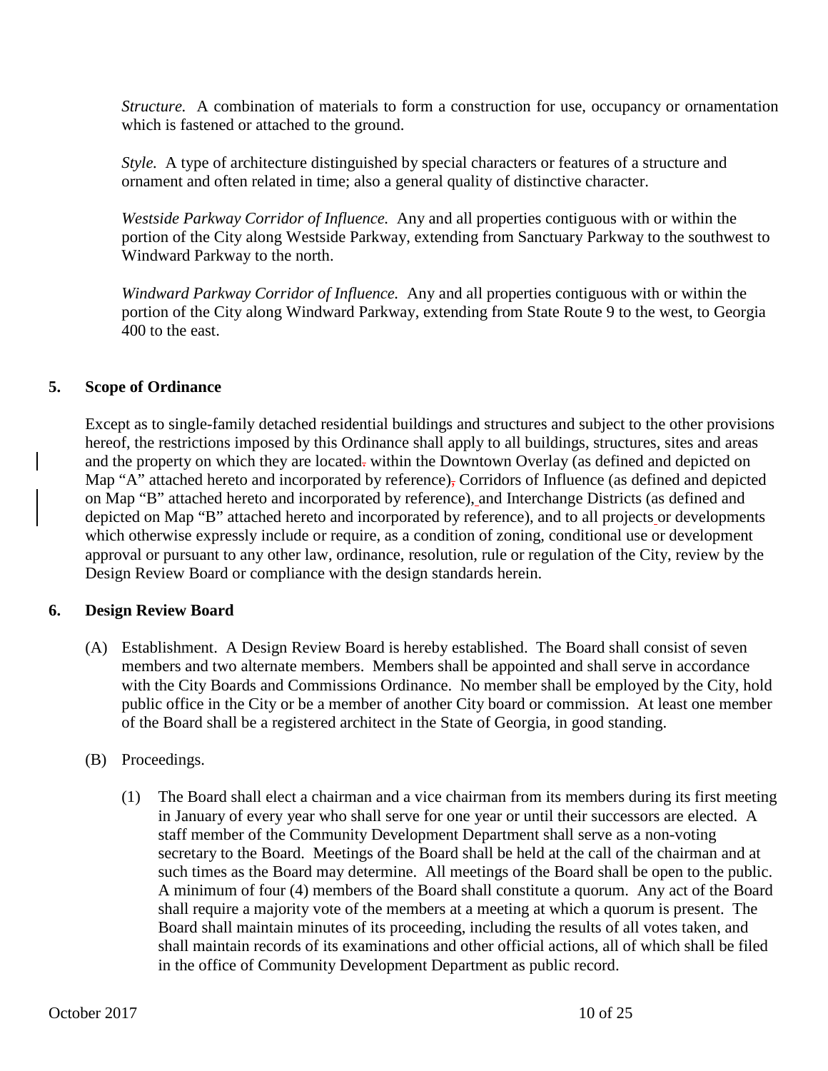*Structure.* A combination of materials to form a construction for use, occupancy or ornamentation which is fastened or attached to the ground.

*Style.* A type of architecture distinguished by special characters or features of a structure and ornament and often related in time; also a general quality of distinctive character.

*Westside Parkway Corridor of Influence.* Any and all properties contiguous with or within the portion of the City along Westside Parkway, extending from Sanctuary Parkway to the southwest to Windward Parkway to the north.

*Windward Parkway Corridor of Influence.* Any and all properties contiguous with or within the portion of the City along Windward Parkway, extending from State Route 9 to the west, to Georgia 400 to the east.

## 5. Scope of Ordinance

Except as to single-family detached residential buildings and structures and subject to the other provisions hereof, the restrictions imposed by this Ordinance shall apply to all buildings, structures, sites and areas and the property on which they are located within the Downtown Overlay (as defined and depicted on Map "A" attached hereto and incorporated by reference), Corridors of Influence (as defined and depicted on Map "B" attached hereto and incorporated by reference), and Interchange Districts (as defined and depicted on Map "B" attached hereto and incorporated by reference), and to all projects or developments which otherwise expressly include or require, as a condition of zoning, conditional use or development approval or pursuant to any other law, ordinance, resolution, rule or regulation of the City, review by the Design Review Board or compliance with the design standards herein.

## 6. Design Review Board

(A) Establishment. A Design Review Board is hereby established. The Board shall consist of seven members and two alternate members. Members shall be appointed and shall serve in accordance with the City Boards and Commissions Ordinance. No member shall be employed by the City, hold public office in the City or be a member of another City board or commission. At least one member of the Board shall be a registered architect in the State of Georgia, in good standing.

(B) Proceedings.

(1) The Board shall elect a chairman and a vice chairman from its members during its first meeting in January of every year who shall serve for one year or until their successors are elected. A staff member of the Community Development Department shall serve as a non-voting secretary to the Board. Meetings of the Board shall be held at the call of the chairman and at such times as the Board may determine. All meetings of the Board shall be open to the public. A minimum of four (4) members of the Board shall constitute a quorum. Any act of the Board shall require a majority vote of the members at a meeting at which a quorum is present. The Board shall maintain minutes of its proceeding, including the results of all votes taken, and shall maintain records of its examinations and other official actions, all of which shall be filed in the office of Community Development Department as public record.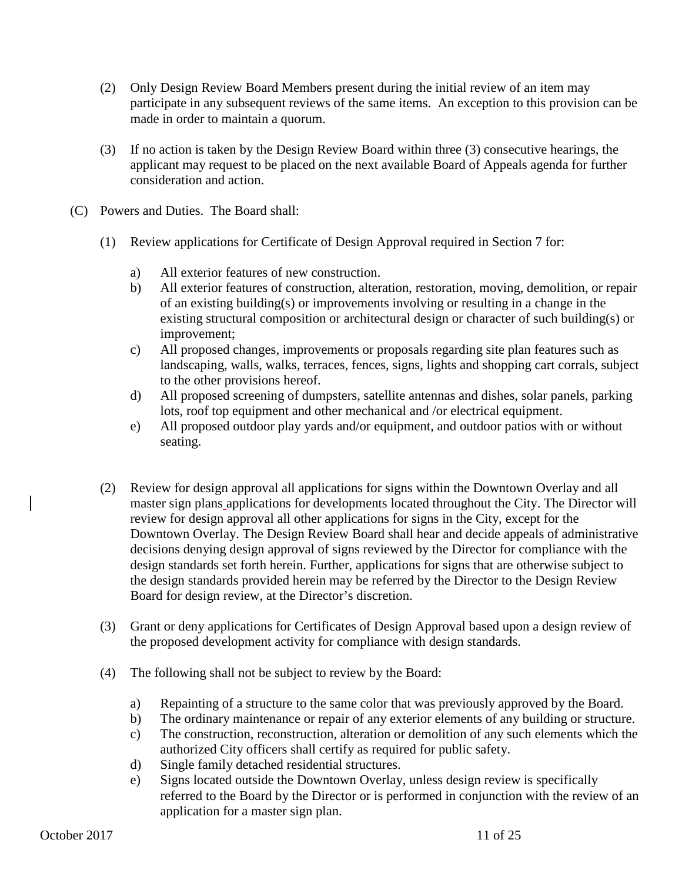(2) Only Design Review Board Members present during the initial review of an item may participate in any subsequent reviews of the same items. An exception to this provision can be made in order to maintain a quorum.

(3) If no action is taken by the Design Review Board within three (3) consecutive hearings, the applicant may request to be placed on the next available Board of Appeals agenda for further consideration and action.

(C) Powers and Duties. The Board shall:

(1) Review applications for Certificate of Design Approval required in Section 7 for:

a) All exterior features of new construction.
b) All exterior features of construction, alteration, restoration, moving, demolition, or repair of an existing building(s) or improvements involving or resulting in a change in the existing structural composition or architectural design or character of such building(s) or improvement;
c) All proposed changes, improvements or proposals regarding site plan features such as landscaping, walls, walks, terraces, fences, signs, lights and shopping cart corrals, subject to the other provisions hereof.
d) All proposed screening of dumpsters, satellite antennas and dishes, solar panels, parking lots, roof top equipment and other mechanical and /or electrical equipment.
e) All proposed outdoor play yards and/or equipment, and outdoor patios with or without seating.

(2) Review for design approval all applications for signs within the Downtown Overlay and all master sign plans applications for developments located throughout the City. The Director will review for design approval all other applications for signs in the City, except for the Downtown Overlay. The Design Review Board shall hear and decide appeals of administrative decisions denying design approval of signs reviewed by the Director for compliance with the design standards set forth herein. Further, applications for signs that are otherwise subject to the design standards provided herein may be referred by the Director to the Design Review Board for design review, at the Director's discretion.

(3) Grant or deny applications for Certificates of Design Approval based upon a design review of the proposed development activity for compliance with design standards.

(4) The following shall not be subject to review by the Board:

a) Repainting of a structure to the same color that was previously approved by the Board.
b) The ordinary maintenance or repair of any exterior elements of any building or structure.
c) The construction, reconstruction, alteration or demolition of any such elements which the authorized City officers shall certify as required for public safety.
d) Single family detached residential structures.
e) Signs located outside the Downtown Overlay, unless design review is specifically referred to the Board by the Director or is performed in conjunction with the review of an application for a master sign plan.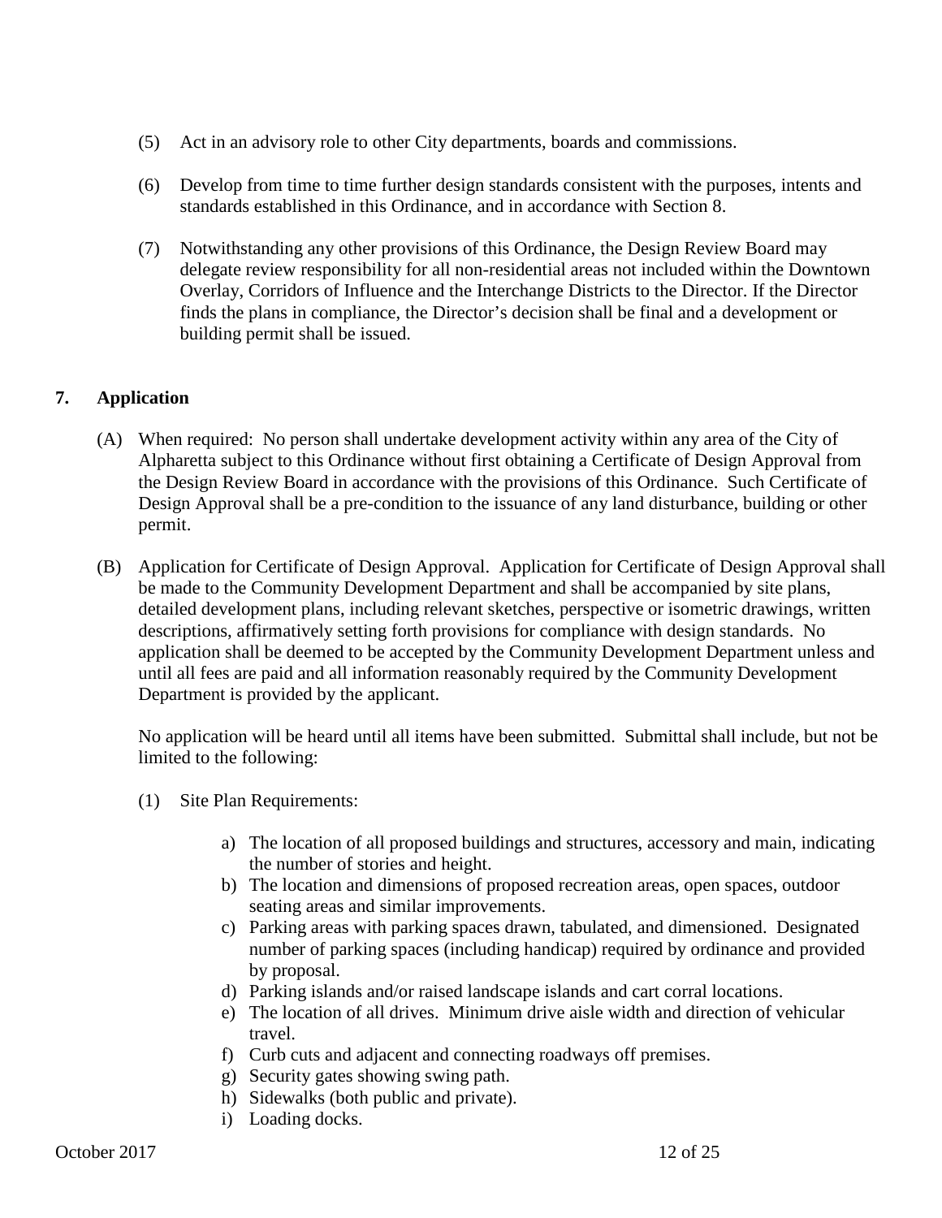(5) Act in an advisory role to other City departments, boards and commissions.

(6) Develop from time to time further design standards consistent with the purposes, intents and standards established in this Ordinance, and in accordance with Section 8.

(7) Notwithstanding any other provisions of this Ordinance, the Design Review Board may delegate review responsibility for all non-residential areas not included within the Downtown Overlay, Corridors of Influence and the Interchange Districts to the Director. If the Director finds the plans in compliance, the Director's decision shall be final and a development or building permit shall be issued.

## 7. Application

(A) When required: No person shall undertake development activity within any area of the City of Alpharetta subject to this Ordinance without first obtaining a Certificate of Design Approval from the Design Review Board in accordance with the provisions of this Ordinance. Such Certificate of Design Approval shall be a pre-condition to the issuance of any land disturbance, building or other permit.

(B) Application for Certificate of Design Approval. Application for Certificate of Design Approval shall be made to the Community Development Department and shall be accompanied by site plans, detailed development plans, including relevant sketches, perspective or isometric drawings, written descriptions, affirmatively setting forth provisions for compliance with design standards. No application shall be deemed to be accepted by the Community Development Department unless and until all fees are paid and all information reasonably required by the Community Development Department is provided by the applicant.

No application will be heard until all items have been submitted. Submittal shall include, but not be limited to the following:

(1) Site Plan Requirements:

a) The location of all proposed buildings and structures, accessory and main, indicating the number of stories and height.
b) The location and dimensions of proposed recreation areas, open spaces, outdoor seating areas and similar improvements.
c) Parking areas with parking spaces drawn, tabulated, and dimensioned. Designated number of parking spaces (including handicap) required by ordinance and provided by proposal.
d) Parking islands and/or raised landscape islands and cart corral locations.
e) The location of all drives. Minimum drive aisle width and direction of vehicular travel.
f) Curb cuts and adjacent and connecting roadways off premises.
g) Security gates showing swing path.
h) Sidewalks (both public and private).
i) Loading docks.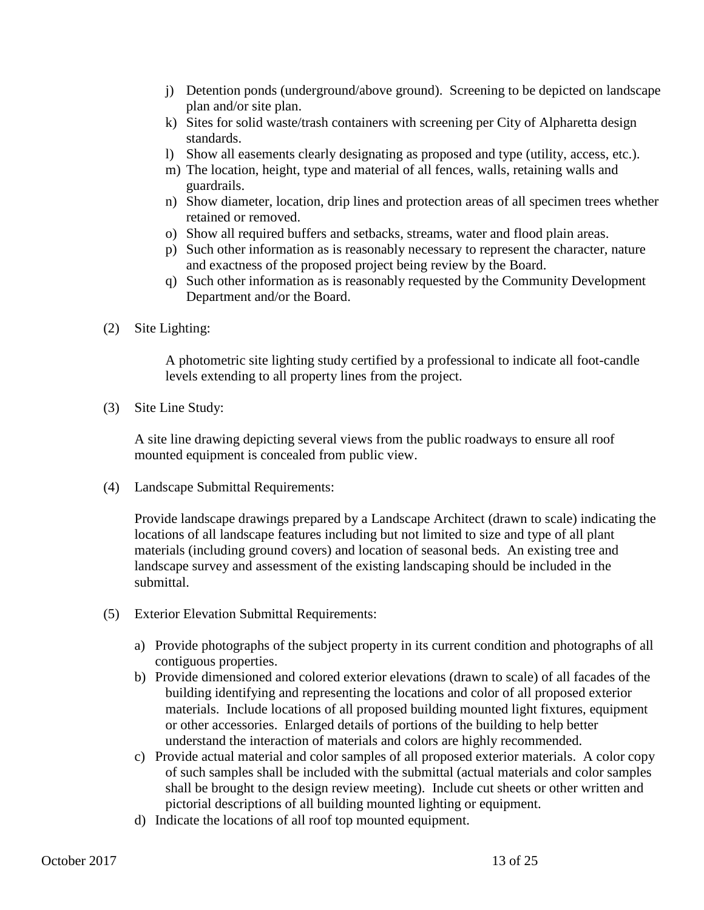j) Detention ponds (underground/above ground). Screening to be depicted on landscape plan and/or site plan.
k) Sites for solid waste/trash containers with screening per City of Alpharetta design standards.
l) Show all easements clearly designating as proposed and type (utility, access, etc.).
m) The location, height, type and material of all fences, walls, retaining walls and guardrails.
n) Show diameter, location, drip lines and protection areas of all specimen trees whether retained or removed.
o) Show all required buffers and setbacks, streams, water and flood plain areas.
p) Such other information as is reasonably necessary to represent the character, nature and exactness of the proposed project being review by the Board.
q) Such other information as is reasonably requested by the Community Development Department and/or the Board.

(2) Site Lighting:

A photometric site lighting study certified by a professional to indicate all foot-candle levels extending to all property lines from the project.

(3) Site Line Study:

A site line drawing depicting several views from the public roadways to ensure all roof mounted equipment is concealed from public view.

(4) Landscape Submittal Requirements:

Provide landscape drawings prepared by a Landscape Architect (drawn to scale) indicating the locations of all landscape features including but not limited to size and type of all plant materials (including ground covers) and location of seasonal beds. An existing tree and landscape survey and assessment of the existing landscaping should be included in the submittal.

(5) Exterior Elevation Submittal Requirements:

a) Provide photographs of the subject property in its current condition and photographs of all contiguous properties.
b) Provide dimensioned and colored exterior elevations (drawn to scale) of all facades of the building identifying and representing the locations and color of all proposed exterior materials. Include locations of all proposed building mounted light fixtures, equipment or other accessories. Enlarged details of portions of the building to help better understand the interaction of materials and colors are highly recommended.
c) Provide actual material and color samples of all proposed exterior materials. A color copy of such samples shall be included with the submittal (actual materials and color samples shall be brought to the design review meeting). Include cut sheets or other written and pictorial descriptions of all building mounted lighting or equipment.
d) Indicate the locations of all roof top mounted equipment.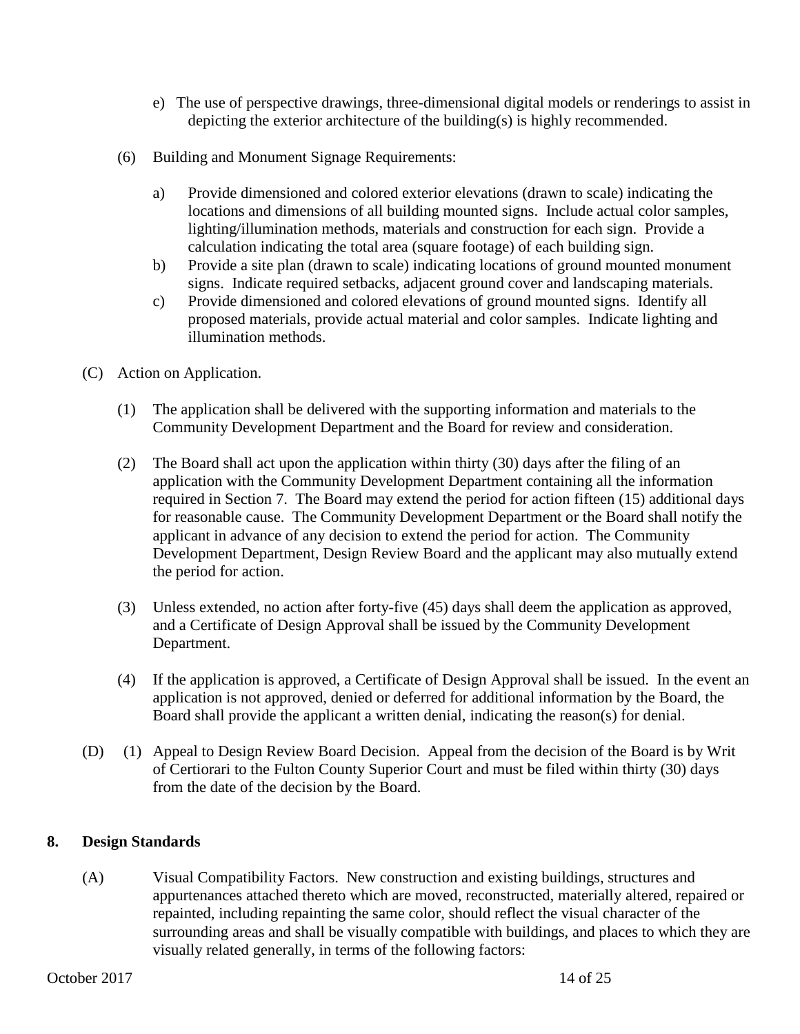e) The use of perspective drawings, three-dimensional digital models or renderings to assist in depicting the exterior architecture of the building(s) is highly recommended.

(6) Building and Monument Signage Requirements:

a) Provide dimensioned and colored exterior elevations (drawn to scale) indicating the locations and dimensions of all building mounted signs. Include actual color samples, lighting/illumination methods, materials and construction for each sign. Provide a calculation indicating the total area (square footage) of each building sign.
b) Provide a site plan (drawn to scale) indicating locations of ground mounted monument signs. Indicate required setbacks, adjacent ground cover and landscaping materials.
c) Provide dimensioned and colored elevations of ground mounted signs. Identify all proposed materials, provide actual material and color samples. Indicate lighting and illumination methods.

(C) Action on Application.

(1) The application shall be delivered with the supporting information and materials to the Community Development Department and the Board for review and consideration.

(2) The Board shall act upon the application within thirty (30) days after the filing of an application with the Community Development Department containing all the information required in Section 7. The Board may extend the period for action fifteen (15) additional days for reasonable cause. The Community Development Department or the Board shall notify the applicant in advance of any decision to extend the period for action. The Community Development Department, Design Review Board and the applicant may also mutually extend the period for action.

(3) Unless extended, no action after forty-five (45) days shall deem the application as approved, and a Certificate of Design Approval shall be issued by the Community Development Department.

(4) If the application is approved, a Certificate of Design Approval shall be issued. In the event an application is not approved, denied or deferred for additional information by the Board, the Board shall provide the applicant a written denial, indicating the reason(s) for denial.

(D) (1) Appeal to Design Review Board Decision. Appeal from the decision of the Board is by Writ of Certiorari to the Fulton County Superior Court and must be filed within thirty (30) days from the date of the decision by the Board.

## 8. Design Standards

(A) Visual Compatibility Factors. New construction and existing buildings, structures and appurtenances attached thereto which are moved, reconstructed, materially altered, repaired or repainted, including repainting the same color, should reflect the visual character of the surrounding areas and shall be visually compatible with buildings, and places to which they are visually related generally, in terms of the following factors: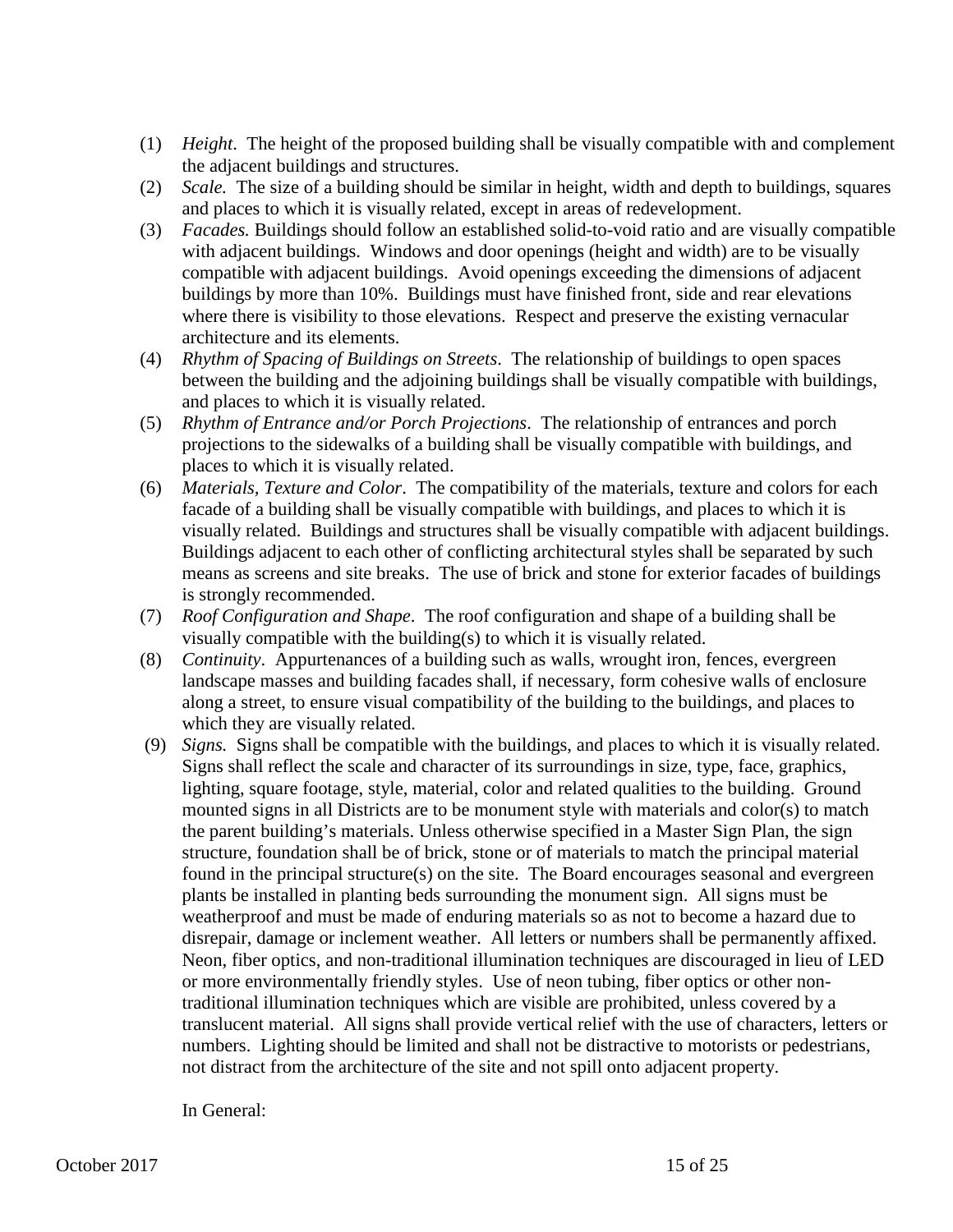(1) *Height*. The height of the proposed building shall be visually compatible with and complement the adjacent buildings and structures.

(2) *Scale.* The size of a building should be similar in height, width and depth to buildings, squares and places to which it is visually related, except in areas of redevelopment.

(3) *Facades.* Buildings should follow an established solid-to-void ratio and are visually compatible with adjacent buildings. Windows and door openings (height and width) are to be visually compatible with adjacent buildings. Avoid openings exceeding the dimensions of adjacent buildings by more than 10%. Buildings must have finished front, side and rear elevations where there is visibility to those elevations. Respect and preserve the existing vernacular architecture and its elements.

(4) *Rhythm of Spacing of Buildings on Streets*. The relationship of buildings to open spaces between the building and the adjoining buildings shall be visually compatible with buildings, and places to which it is visually related.

(5) *Rhythm of Entrance and/or Porch Projections*. The relationship of entrances and porch projections to the sidewalks of a building shall be visually compatible with buildings, and places to which it is visually related.

(6) *Materials, Texture and Color*. The compatibility of the materials, texture and colors for each facade of a building shall be visually compatible with buildings, and places to which it is visually related. Buildings and structures shall be visually compatible with adjacent buildings. Buildings adjacent to each other of conflicting architectural styles shall be separated by such means as screens and site breaks. The use of brick and stone for exterior facades of buildings is strongly recommended.

(7) *Roof Configuration and Shape*. The roof configuration and shape of a building shall be visually compatible with the building(s) to which it is visually related.

(8) *Continuity*. Appurtenances of a building such as walls, wrought iron, fences, evergreen landscape masses and building facades shall, if necessary, form cohesive walls of enclosure along a street, to ensure visual compatibility of the building to the buildings, and places to which they are visually related.

(9) *Signs.* Signs shall be compatible with the buildings, and places to which it is visually related. Signs shall reflect the scale and character of its surroundings in size, type, face, graphics, lighting, square footage, style, material, color and related qualities to the building. Ground mounted signs in all Districts are to be monument style with materials and color(s) to match the parent building's materials. Unless otherwise specified in a Master Sign Plan, the sign structure, foundation shall be of brick, stone or of materials to match the principal material found in the principal structure(s) on the site. The Board encourages seasonal and evergreen plants be installed in planting beds surrounding the monument sign. All signs must be weatherproof and must be made of enduring materials so as not to become a hazard due to disrepair, damage or inclement weather. All letters or numbers shall be permanently affixed. Neon, fiber optics, and non-traditional illumination techniques are discouraged in lieu of LED or more environmentally friendly styles. Use of neon tubing, fiber optics or other non-traditional illumination techniques which are visible are prohibited, unless covered by a translucent material. All signs shall provide vertical relief with the use of characters, letters or numbers. Lighting should be limited and shall not be distractive to motorists or pedestrians, not distract from the architecture of the site and not spill onto adjacent property.

In General: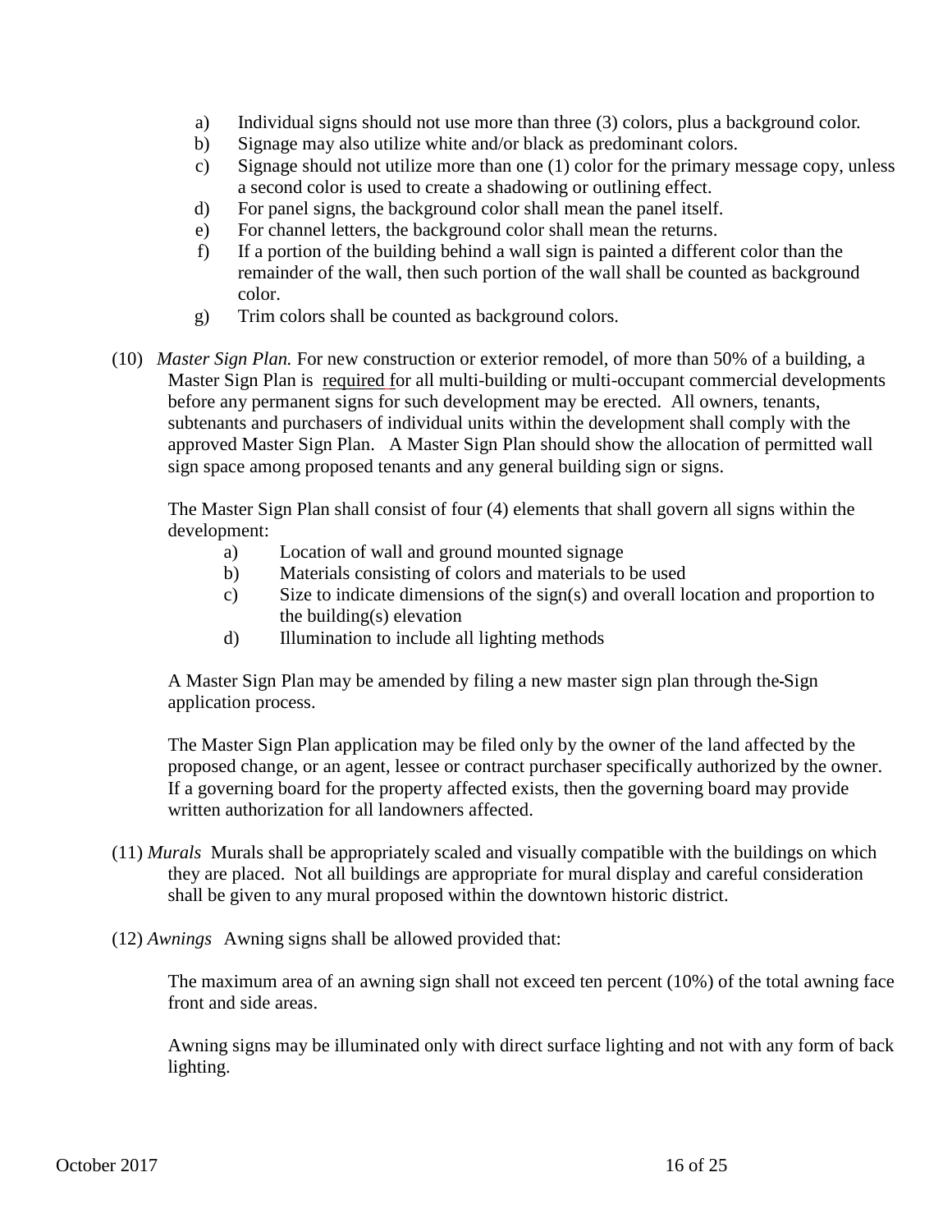a) Individual signs should not use more than three (3) colors, plus a background color.
b) Signage may also utilize white and/or black as predominant colors.
c) Signage should not utilize more than one (1) color for the primary message copy, unless a second color is used to create a shadowing or outlining effect.
d) For panel signs, the background color shall mean the panel itself.
e) For channel letters, the background color shall mean the returns.
f) If a portion of the building behind a wall sign is painted a different color than the remainder of the wall, then such portion of the wall shall be counted as background color.
g) Trim colors shall be counted as background colors.

(10) *Master Sign Plan.* For new construction or exterior remodel, of more than 50% of a building, a Master Sign Plan is required for all multi-building or multi-occupant commercial developments before any permanent signs for such development may be erected. All owners, tenants, subtenants and purchasers of individual units within the development shall comply with the approved Master Sign Plan. A Master Sign Plan should show the allocation of permitted wall sign space among proposed tenants and any general building sign or signs.

The Master Sign Plan shall consist of four (4) elements that shall govern all signs within the development:

a) Location of wall and ground mounted signage
b) Materials consisting of colors and materials to be used
c) Size to indicate dimensions of the sign(s) and overall location and proportion to the building(s) elevation
d) Illumination to include all lighting methods

A Master Sign Plan may be amended by filing a new master sign plan through the Sign application process.

The Master Sign Plan application may be filed only by the owner of the land affected by the proposed change, or an agent, lessee or contract purchaser specifically authorized by the owner. If a governing board for the property affected exists, then the governing board may provide written authorization for all landowners affected.

(11) *Murals* Murals shall be appropriately scaled and visually compatible with the buildings on which they are placed. Not all buildings are appropriate for mural display and careful consideration shall be given to any mural proposed within the downtown historic district.

(12) *Awnings* Awning signs shall be allowed provided that:

The maximum area of an awning sign shall not exceed ten percent (10%) of the total awning face front and side areas.

Awning signs may be illuminated only with direct surface lighting and not with any form of back lighting.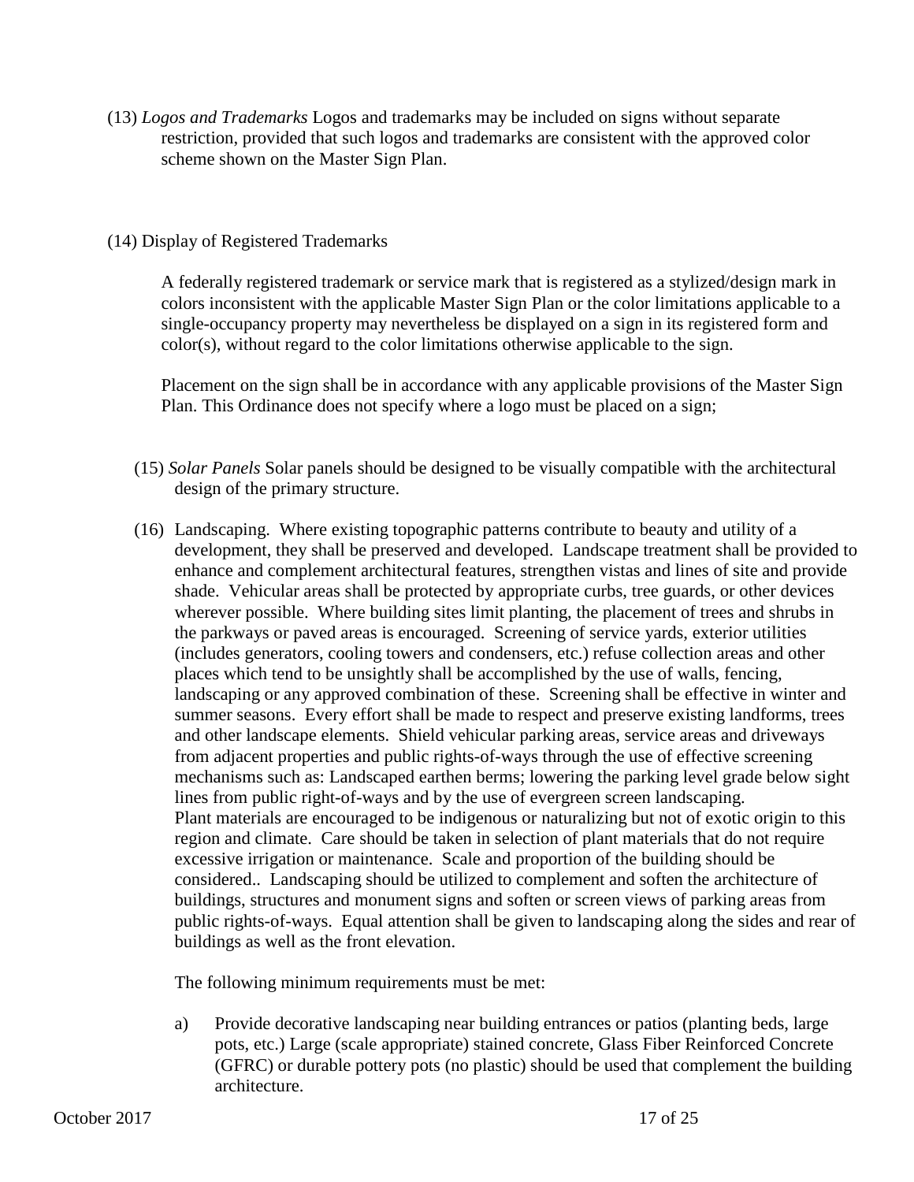(13) *Logos and Trademarks* Logos and trademarks may be included on signs without separate restriction, provided that such logos and trademarks are consistent with the approved color scheme shown on the Master Sign Plan.

(14) Display of Registered Trademarks

A federally registered trademark or service mark that is registered as a stylized/design mark in colors inconsistent with the applicable Master Sign Plan or the color limitations applicable to a single-occupancy property may nevertheless be displayed on a sign in its registered form and color(s), without regard to the color limitations otherwise applicable to the sign.

Placement on the sign shall be in accordance with any applicable provisions of the Master Sign Plan. This Ordinance does not specify where a logo must be placed on a sign;

(15) *Solar Panels* Solar panels should be designed to be visually compatible with the architectural design of the primary structure.

(16) Landscaping. Where existing topographic patterns contribute to beauty and utility of a development, they shall be preserved and developed. Landscape treatment shall be provided to enhance and complement architectural features, strengthen vistas and lines of site and provide shade. Vehicular areas shall be protected by appropriate curbs, tree guards, or other devices wherever possible. Where building sites limit planting, the placement of trees and shrubs in the parkways or paved areas is encouraged. Screening of service yards, exterior utilities (includes generators, cooling towers and condensers, etc.) refuse collection areas and other places which tend to be unsightly shall be accomplished by the use of walls, fencing, landscaping or any approved combination of these. Screening shall be effective in winter and summer seasons. Every effort shall be made to respect and preserve existing landforms, trees and other landscape elements. Shield vehicular parking areas, service areas and driveways from adjacent properties and public rights-of-ways through the use of effective screening mechanisms such as: Landscaped earthen berms; lowering the parking level grade below sight lines from public right-of-ways and by the use of evergreen screen landscaping. Plant materials are encouraged to be indigenous or naturalizing but not of exotic origin to this region and climate. Care should be taken in selection of plant materials that do not require excessive irrigation or maintenance. Scale and proportion of the building should be considered.. Landscaping should be utilized to complement and soften the architecture of buildings, structures and monument signs and soften or screen views of parking areas from public rights-of-ways. Equal attention shall be given to landscaping along the sides and rear of buildings as well as the front elevation.

The following minimum requirements must be met:

a) Provide decorative landscaping near building entrances or patios (planting beds, large pots, etc.) Large (scale appropriate) stained concrete, Glass Fiber Reinforced Concrete (GFRC) or durable pottery pots (no plastic) should be used that complement the building architecture.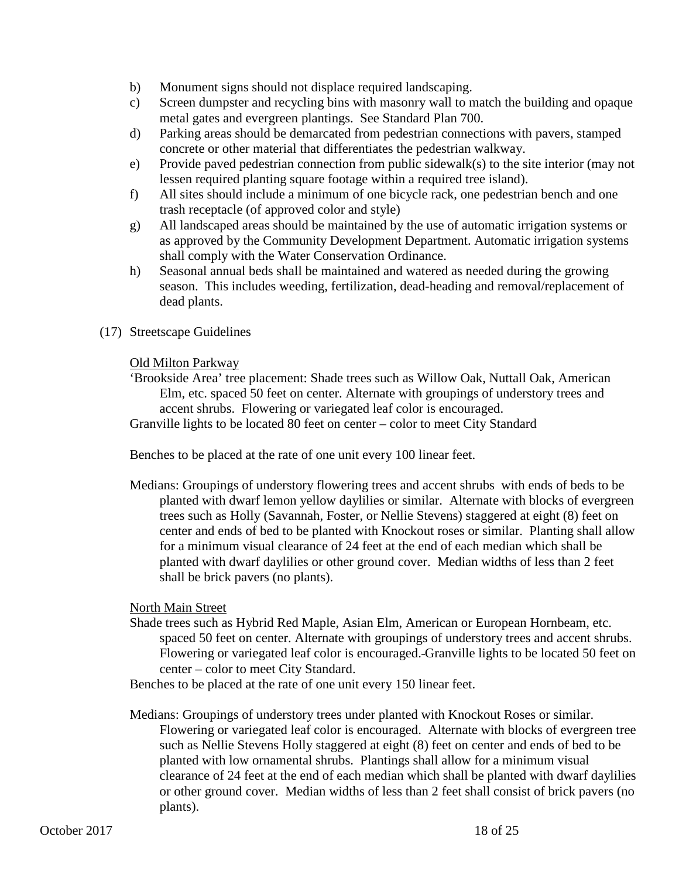b) Monument signs should not displace required landscaping.

c) Screen dumpster and recycling bins with masonry wall to match the building and opaque metal gates and evergreen plantings. See Standard Plan 700.

d) Parking areas should be demarcated from pedestrian connections with pavers, stamped concrete or other material that differentiates the pedestrian walkway.

e) Provide paved pedestrian connection from public sidewalk(s) to the site interior (may not lessen required planting square footage within a required tree island).

f) All sites should include a minimum of one bicycle rack, one pedestrian bench and one trash receptacle (of approved color and style)

g) All landscaped areas should be maintained by the use of automatic irrigation systems or as approved by the Community Development Department. Automatic irrigation systems shall comply with the Water Conservation Ordinance.

h) Seasonal annual beds shall be maintained and watered as needed during the growing season. This includes weeding, fertilization, dead-heading and removal/replacement of dead plants.

(17) Streetscape Guidelines

<u>Old Milton Parkway</u>

'Brookside Area' tree placement: Shade trees such as Willow Oak, Nuttall Oak, American Elm, etc. spaced 50 feet on center. Alternate with groupings of understory trees and accent shrubs. Flowering or variegated leaf color is encouraged.

Granville lights to be located 80 feet on center – color to meet City Standard

Benches to be placed at the rate of one unit every 100 linear feet.

Medians: Groupings of understory flowering trees and accent shrubs with ends of beds to be planted with dwarf lemon yellow daylilies or similar. Alternate with blocks of evergreen trees such as Holly (Savannah, Foster, or Nellie Stevens) staggered at eight (8) feet on center and ends of bed to be planted with Knockout roses or similar. Planting shall allow for a minimum visual clearance of 24 feet at the end of each median which shall be planted with dwarf daylilies or other ground cover. Median widths of less than 2 feet shall be brick pavers (no plants).

<u>North Main Street</u>

Shade trees such as Hybrid Red Maple, Asian Elm, American or European Hornbeam, etc. spaced 50 feet on center. Alternate with groupings of understory trees and accent shrubs. Flowering or variegated leaf color is encouraged. Granville lights to be located 50 feet on center – color to meet City Standard.

Benches to be placed at the rate of one unit every 150 linear feet.

Medians: Groupings of understory trees under planted with Knockout Roses or similar. Flowering or variegated leaf color is encouraged. Alternate with blocks of evergreen tree such as Nellie Stevens Holly staggered at eight (8) feet on center and ends of bed to be planted with low ornamental shrubs. Plantings shall allow for a minimum visual clearance of 24 feet at the end of each median which shall be planted with dwarf daylilies or other ground cover. Median widths of less than 2 feet shall consist of brick pavers (no plants).

October 2017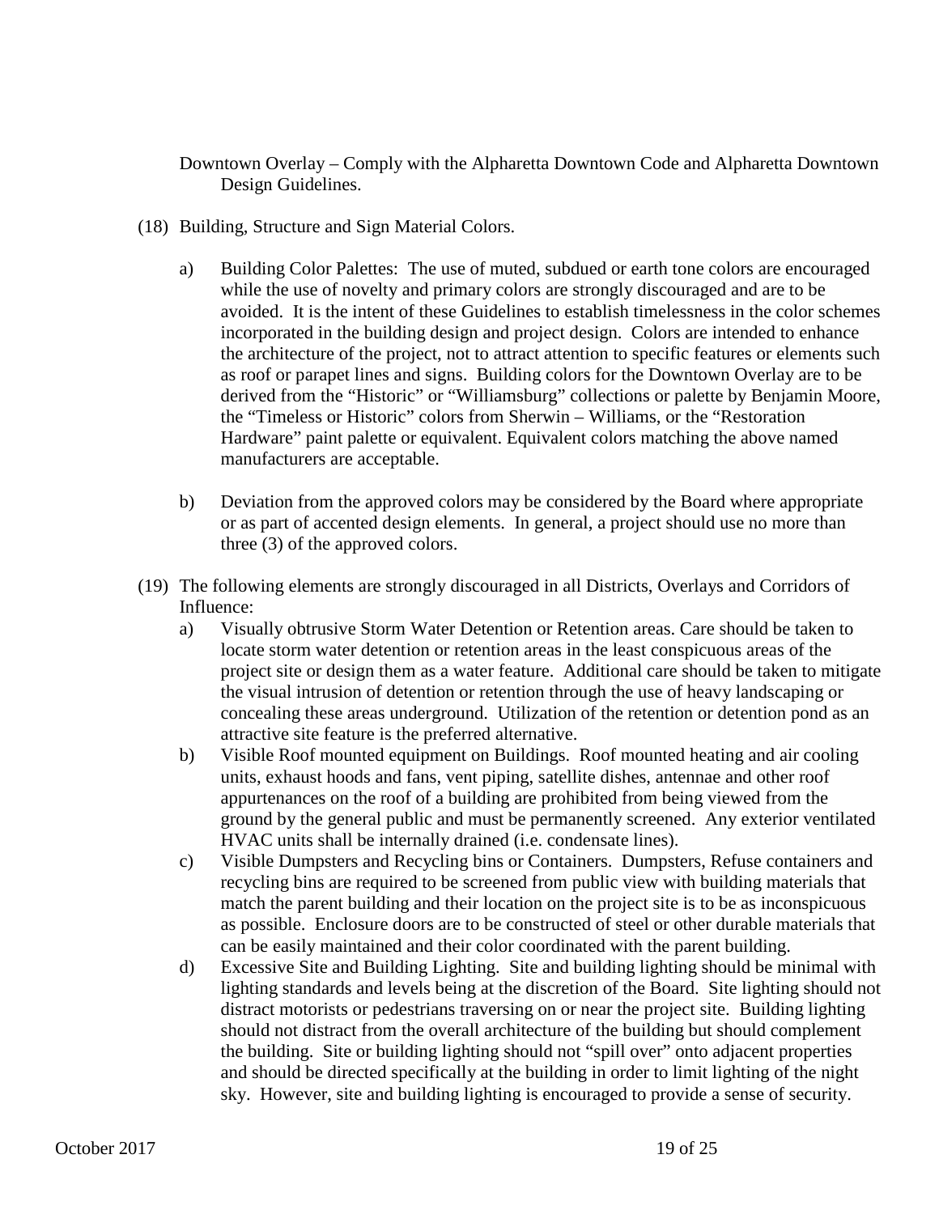Downtown Overlay – Comply with the Alpharetta Downtown Code and Alpharetta Downtown Design Guidelines.

(18) Building, Structure and Sign Material Colors.

a) Building Color Palettes: The use of muted, subdued or earth tone colors are encouraged while the use of novelty and primary colors are strongly discouraged and are to be avoided. It is the intent of these Guidelines to establish timelessness in the color schemes incorporated in the building design and project design. Colors are intended to enhance the architecture of the project, not to attract attention to specific features or elements such as roof or parapet lines and signs. Building colors for the Downtown Overlay are to be derived from the "Historic" or "Williamsburg" collections or palette by Benjamin Moore, the "Timeless or Historic" colors from Sherwin – Williams, or the "Restoration Hardware" paint palette or equivalent. Equivalent colors matching the above named manufacturers are acceptable.

b) Deviation from the approved colors may be considered by the Board where appropriate or as part of accented design elements. In general, a project should use no more than three (3) of the approved colors.

(19) The following elements are strongly discouraged in all Districts, Overlays and Corridors of Influence:

a) Visually obtrusive Storm Water Detention or Retention areas. Care should be taken to locate storm water detention or retention areas in the least conspicuous areas of the project site or design them as a water feature. Additional care should be taken to mitigate the visual intrusion of detention or retention through the use of heavy landscaping or concealing these areas underground. Utilization of the retention or detention pond as an attractive site feature is the preferred alternative.

b) Visible Roof mounted equipment on Buildings. Roof mounted heating and air cooling units, exhaust hoods and fans, vent piping, satellite dishes, antennae and other roof appurtenances on the roof of a building are prohibited from being viewed from the ground by the general public and must be permanently screened. Any exterior ventilated HVAC units shall be internally drained (i.e. condensate lines).

c) Visible Dumpsters and Recycling bins or Containers. Dumpsters, Refuse containers and recycling bins are required to be screened from public view with building materials that match the parent building and their location on the project site is to be as inconspicuous as possible. Enclosure doors are to be constructed of steel or other durable materials that can be easily maintained and their color coordinated with the parent building.

d) Excessive Site and Building Lighting. Site and building lighting should be minimal with lighting standards and levels being at the discretion of the Board. Site lighting should not distract motorists or pedestrians traversing on or near the project site. Building lighting should not distract from the overall architecture of the building but should complement the building. Site or building lighting should not "spill over" onto adjacent properties and should be directed specifically at the building in order to limit lighting of the night sky. However, site and building lighting is encouraged to provide a sense of security.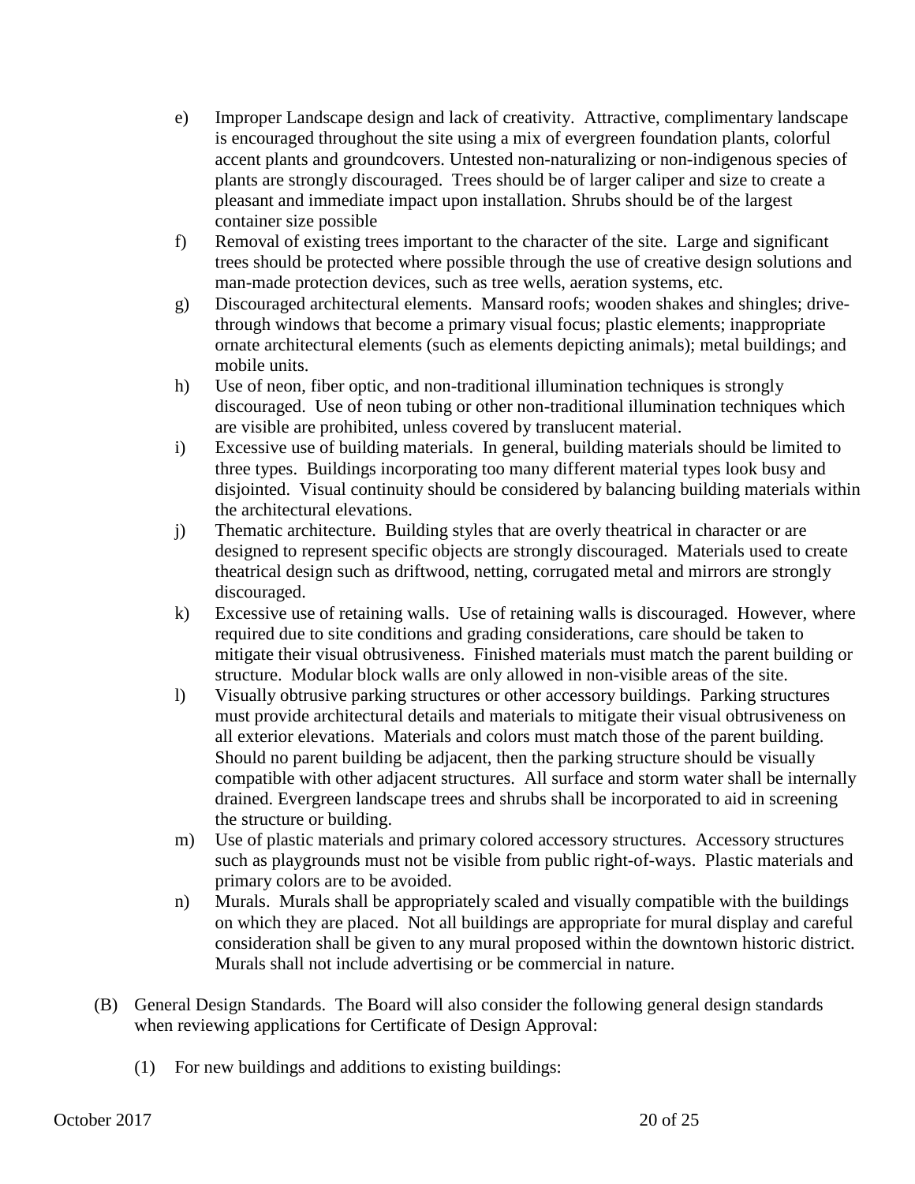e) Improper Landscape design and lack of creativity. Attractive, complimentary landscape is encouraged throughout the site using a mix of evergreen foundation plants, colorful accent plants and groundcovers. Untested non-naturalizing or non-indigenous species of plants are strongly discouraged. Trees should be of larger caliper and size to create a pleasant and immediate impact upon installation. Shrubs should be of the largest container size possible

f) Removal of existing trees important to the character of the site. Large and significant trees should be protected where possible through the use of creative design solutions and man-made protection devices, such as tree wells, aeration systems, etc.

g) Discouraged architectural elements. Mansard roofs; wooden shakes and shingles; drive-through windows that become a primary visual focus; plastic elements; inappropriate ornate architectural elements (such as elements depicting animals); metal buildings; and mobile units.

h) Use of neon, fiber optic, and non-traditional illumination techniques is strongly discouraged. Use of neon tubing or other non-traditional illumination techniques which are visible are prohibited, unless covered by translucent material.

i) Excessive use of building materials. In general, building materials should be limited to three types. Buildings incorporating too many different material types look busy and disjointed. Visual continuity should be considered by balancing building materials within the architectural elevations.

j) Thematic architecture. Building styles that are overly theatrical in character or are designed to represent specific objects are strongly discouraged. Materials used to create theatrical design such as driftwood, netting, corrugated metal and mirrors are strongly discouraged.

k) Excessive use of retaining walls. Use of retaining walls is discouraged. However, where required due to site conditions and grading considerations, care should be taken to mitigate their visual obtrusiveness. Finished materials must match the parent building or structure. Modular block walls are only allowed in non-visible areas of the site.

l) Visually obtrusive parking structures or other accessory buildings. Parking structures must provide architectural details and materials to mitigate their visual obtrusiveness on all exterior elevations. Materials and colors must match those of the parent building. Should no parent building be adjacent, then the parking structure should be visually compatible with other adjacent structures. All surface and storm water shall be internally drained. Evergreen landscape trees and shrubs shall be incorporated to aid in screening the structure or building.

m) Use of plastic materials and primary colored accessory structures. Accessory structures such as playgrounds must not be visible from public right-of-ways. Plastic materials and primary colors are to be avoided.

n) Murals. Murals shall be appropriately scaled and visually compatible with the buildings on which they are placed. Not all buildings are appropriate for mural display and careful consideration shall be given to any mural proposed within the downtown historic district. Murals shall not include advertising or be commercial in nature.

(B) General Design Standards. The Board will also consider the following general design standards when reviewing applications for Certificate of Design Approval:

(1) For new buildings and additions to existing buildings: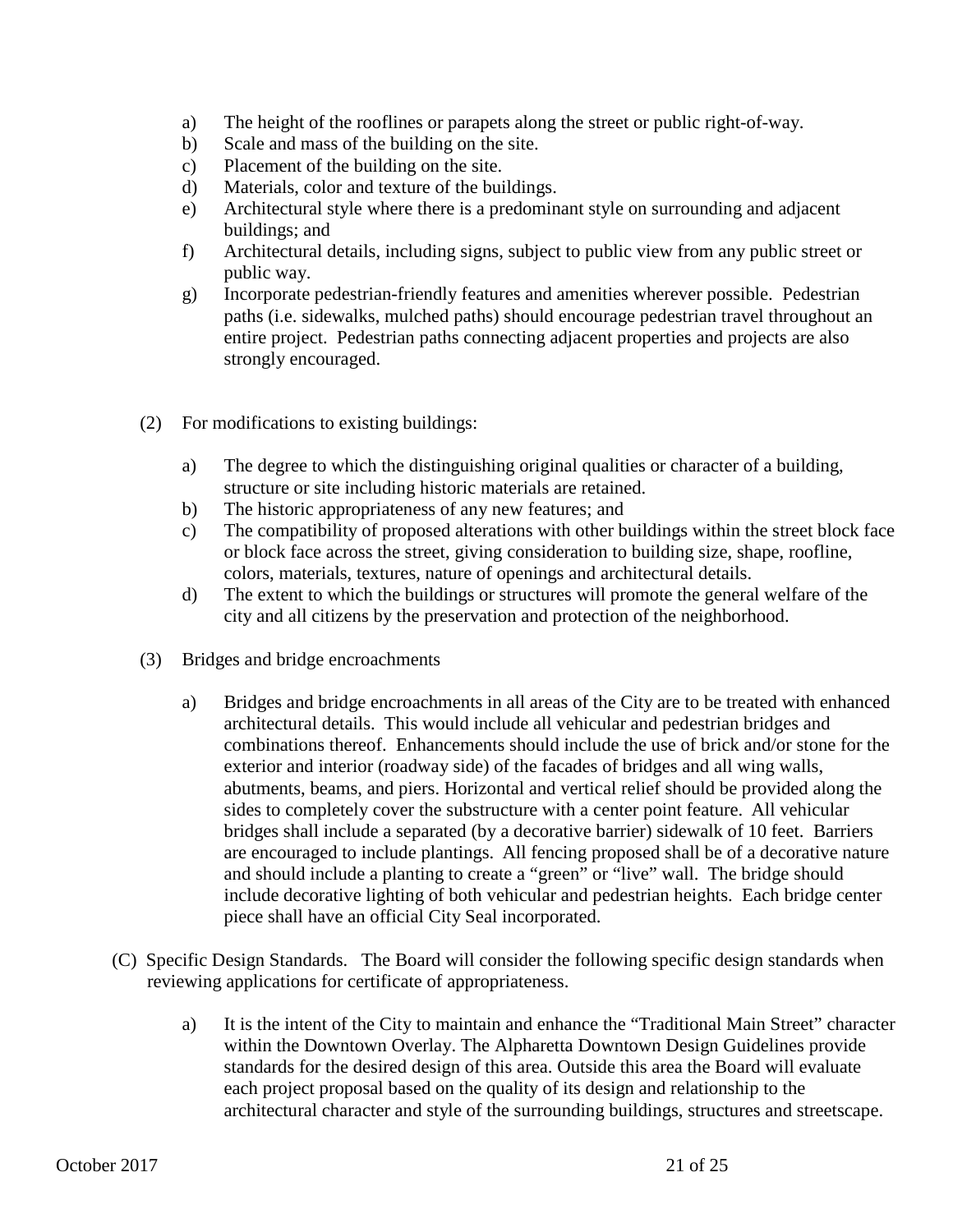a) The height of the rooflines or parapets along the street or public right-of-way.
b) Scale and mass of the building on the site.
c) Placement of the building on the site.
d) Materials, color and texture of the buildings.
e) Architectural style where there is a predominant style on surrounding and adjacent buildings; and
f) Architectural details, including signs, subject to public view from any public street or public way.
g) Incorporate pedestrian-friendly features and amenities wherever possible. Pedestrian paths (i.e. sidewalks, mulched paths) should encourage pedestrian travel throughout an entire project. Pedestrian paths connecting adjacent properties and projects are also strongly encouraged.

(2) For modifications to existing buildings:

a) The degree to which the distinguishing original qualities or character of a building, structure or site including historic materials are retained.
b) The historic appropriateness of any new features; and
c) The compatibility of proposed alterations with other buildings within the street block face or block face across the street, giving consideration to building size, shape, roofline, colors, materials, textures, nature of openings and architectural details.
d) The extent to which the buildings or structures will promote the general welfare of the city and all citizens by the preservation and protection of the neighborhood.

(3) Bridges and bridge encroachments

a) Bridges and bridge encroachments in all areas of the City are to be treated with enhanced architectural details. This would include all vehicular and pedestrian bridges and combinations thereof. Enhancements should include the use of brick and/or stone for the exterior and interior (roadway side) of the facades of bridges and all wing walls, abutments, beams, and piers. Horizontal and vertical relief should be provided along the sides to completely cover the substructure with a center point feature. All vehicular bridges shall include a separated (by a decorative barrier) sidewalk of 10 feet. Barriers are encouraged to include plantings. All fencing proposed shall be of a decorative nature and should include a planting to create a "green" or "live" wall. The bridge should include decorative lighting of both vehicular and pedestrian heights. Each bridge center piece shall have an official City Seal incorporated.

(C) Specific Design Standards. The Board will consider the following specific design standards when reviewing applications for certificate of appropriateness.

a) It is the intent of the City to maintain and enhance the "Traditional Main Street" character within the Downtown Overlay. The Alpharetta Downtown Design Guidelines provide standards for the desired design of this area. Outside this area the Board will evaluate each project proposal based on the quality of its design and relationship to the architectural character and style of the surrounding buildings, structures and streetscape.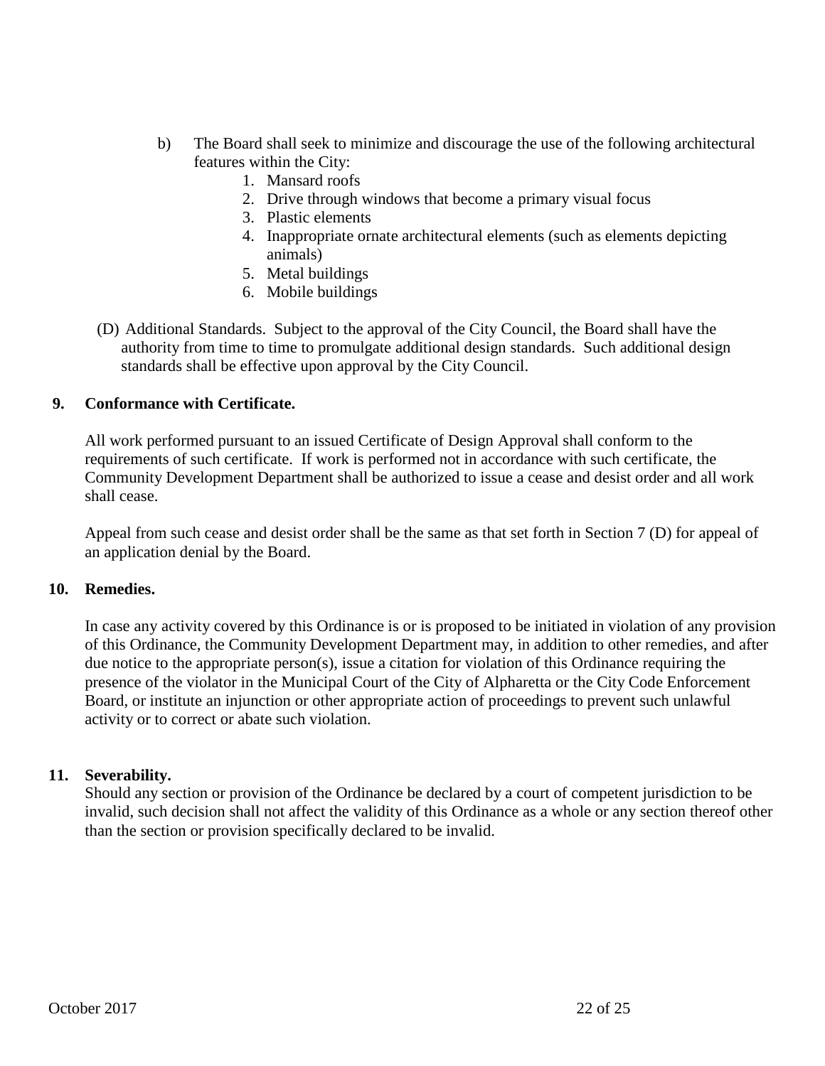b) The Board shall seek to minimize and discourage the use of the following architectural features within the City:

1. Mansard roofs
2. Drive through windows that become a primary visual focus
3. Plastic elements
4. Inappropriate ornate architectural elements (such as elements depicting animals)
5. Metal buildings
6. Mobile buildings

(D) Additional Standards. Subject to the approval of the City Council, the Board shall have the authority from time to time to promulgate additional design standards. Such additional design standards shall be effective upon approval by the City Council.

**9. Conformance with Certificate.**

All work performed pursuant to an issued Certificate of Design Approval shall conform to the requirements of such certificate. If work is performed not in accordance with such certificate, the Community Development Department shall be authorized to issue a cease and desist order and all work shall cease.

Appeal from such cease and desist order shall be the same as that set forth in Section 7 (D) for appeal of an application denial by the Board.

**10. Remedies.**

In case any activity covered by this Ordinance is or is proposed to be initiated in violation of any provision of this Ordinance, the Community Development Department may, in addition to other remedies, and after due notice to the appropriate person(s), issue a citation for violation of this Ordinance requiring the presence of the violator in the Municipal Court of the City of Alpharetta or the City Code Enforcement Board, or institute an injunction or other appropriate action of proceedings to prevent such unlawful activity or to correct or abate such violation.

**11. Severability.**

Should any section or provision of the Ordinance be declared by a court of competent jurisdiction to be invalid, such decision shall not affect the validity of this Ordinance as a whole or any section thereof other than the section or provision specifically declared to be invalid.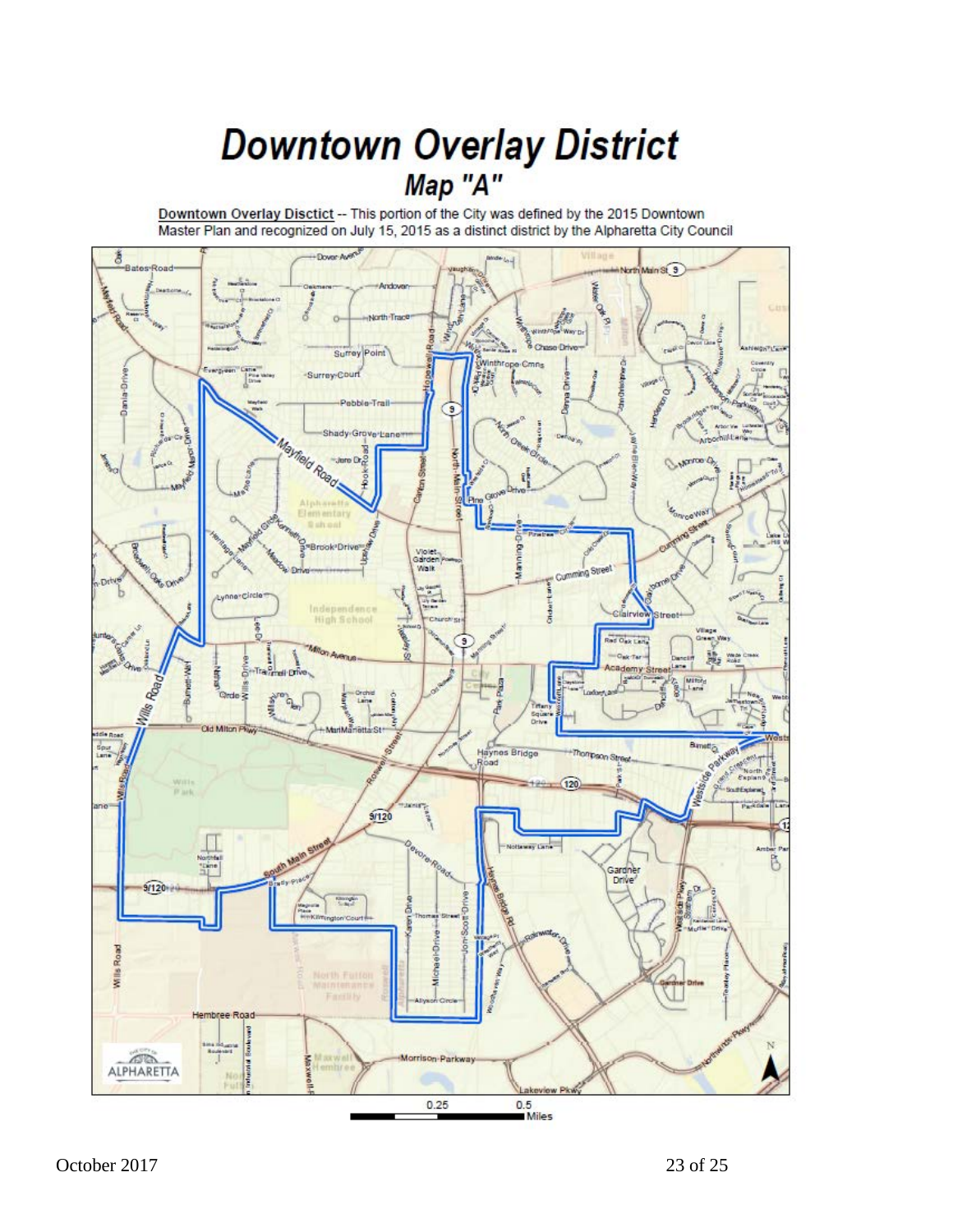# Downtown Overlay District

## Map "A"

Downtown Overlay Disctict -- This portion of the City was defined by the 2015 Downtown Master Plan and recognized on July 15, 2015 as a distinct district by the Alpharetta City Council

October 2017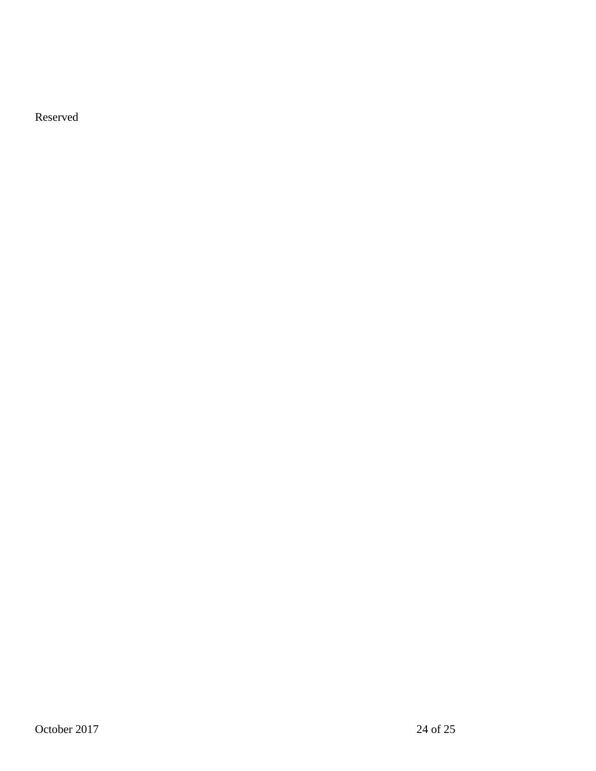Reserved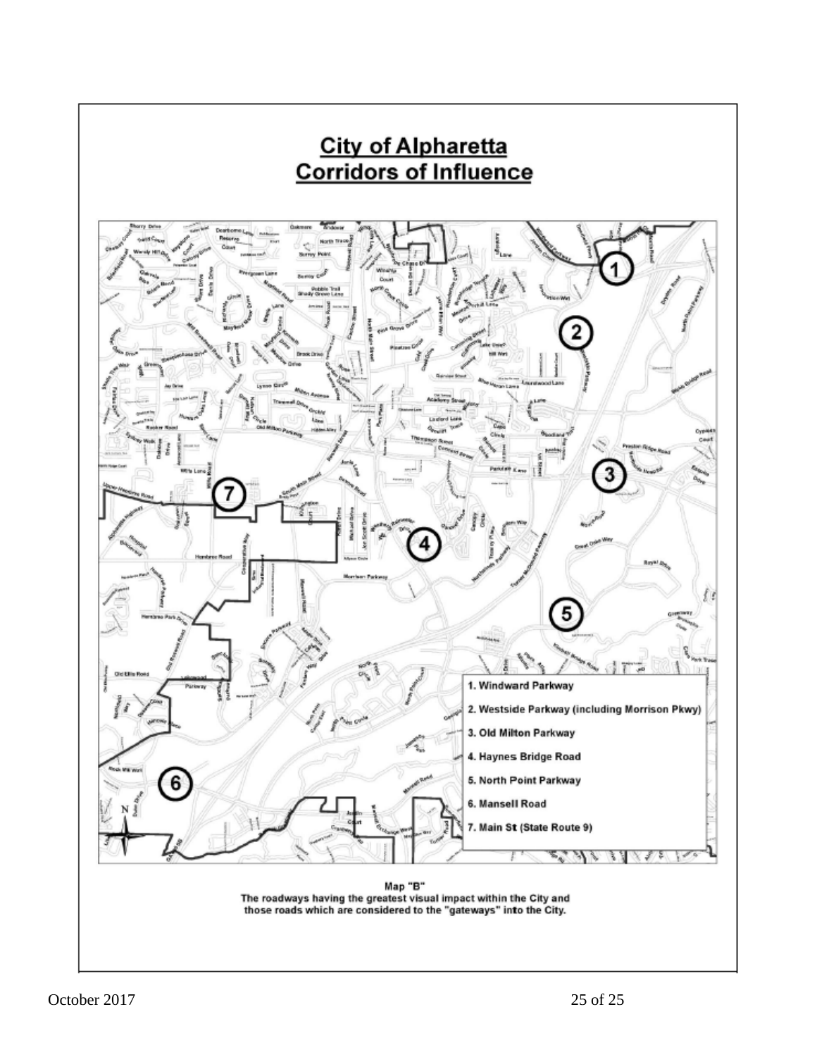## City of Alpharetta Corridors of Influence

1. Windward Parkway
2. Westside Parkway (including Morrison Pkwy)
3. Old Milton Parkway
4. Haynes Bridge Road
5. North Point Parkway
6. Mansell Road
7. Main St (State Route 9)

Map "B"
The roadways having the greatest visual impact within the City and those roads which are considered to the "gateways" into the City.